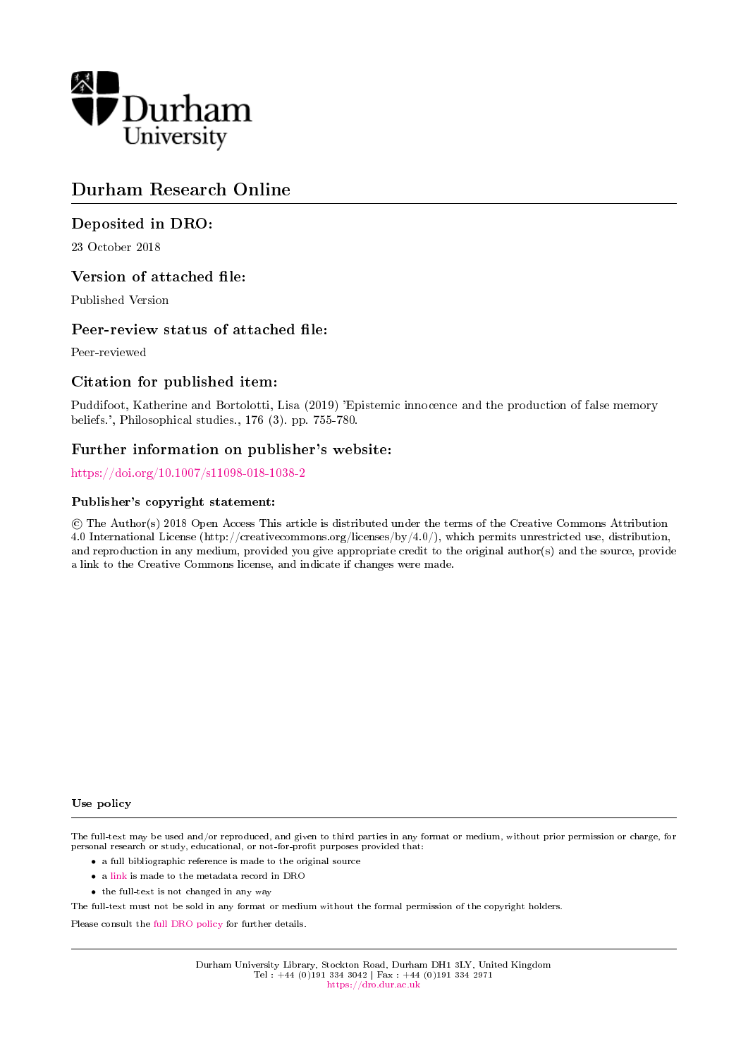Durham University

# Durham Research Online

## Deposited in DRO:

23 October 2018

## Version of attached file:

Published Version

## Peer-review status of attached file:

Peer-reviewed

## Citation for published item:

Puddifoot, Katherine and Bortolotti, Lisa (2019) 'Epistemic innocence and the production of false memory beliefs.', Philosophical studies., 176 (3). pp. 755-780.

## Further information on publisher's website:

https://doi.org/10.1007/s11098-018-1038-2

### Publisher's copyright statement:

© The Author(s) 2018 Open Access This article is distributed under the terms of the Creative Commons Attribution 4.0 International License (http://creativecommons.org/licenses/by/4.0/), which permits unrestricted use, distribution, and reproduction in any medium, provided you give appropriate credit to the original author(s) and the source, provide a link to the Creative Commons license, and indicate if changes were made.

### Use policy

The full-text may be used and/or reproduced, and given to third parties in any format or medium, without prior permission or charge, for personal research or study, educational, or not-for-profit purposes provided that:

- a full bibliographic reference is made to the original source
- a link is made to the metadata record in DRO
- the full-text is not changed in any way

The full-text must not be sold in any format or medium without the formal permission of the copyright holders.

Please consult the full DRO policy for further details.

Durham University Library, Stockton Road, Durham DH1 3LY, United Kingdom
Tel : +44 (0)191 334 3042 | Fax : +44 (0)191 334 2971
https://dro.dur.ac.uk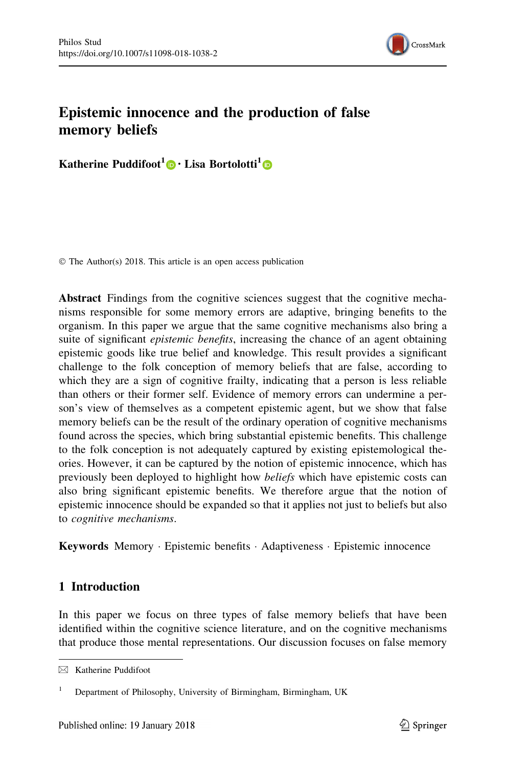# Epistemic innocence and the production of false memory beliefs

**Katherine Puddifoot**[1] · **Lisa Bortolotti**[1]

© The Author(s) 2018. This article is an open access publication

**Abstract** Findings from the cognitive sciences suggest that the cognitive mechanisms responsible for some memory errors are adaptive, bringing benefits to the organism. In this paper we argue that the same cognitive mechanisms also bring a suite of significant *epistemic benefits*, increasing the chance of an agent obtaining epistemic goods like true belief and knowledge. This result provides a significant challenge to the folk conception of memory beliefs that are false, according to which they are a sign of cognitive frailty, indicating that a person is less reliable than others or their former self. Evidence of memory errors can undermine a person's view of themselves as a competent epistemic agent, but we show that false memory beliefs can be the result of the ordinary operation of cognitive mechanisms found across the species, which bring substantial epistemic benefits. This challenge to the folk conception is not adequately captured by existing epistemological theories. However, it can be captured by the notion of epistemic innocence, which has previously been deployed to highlight how *beliefs* which have epistemic costs can also bring significant epistemic benefits. We therefore argue that the notion of epistemic innocence should be expanded so that it applies not just to beliefs but also to *cognitive mechanisms*.

**Keywords** Memory · Epistemic benefits · Adaptiveness · Epistemic innocence

## 1 Introduction

In this paper we focus on three types of false memory beliefs that have been identified within the cognitive science literature, and on the cognitive mechanisms that produce those mental representations. Our discussion focuses on false memory

---

✉ Katherine Puddifoot

[1] Department of Philosophy, University of Birmingham, Birmingham, UK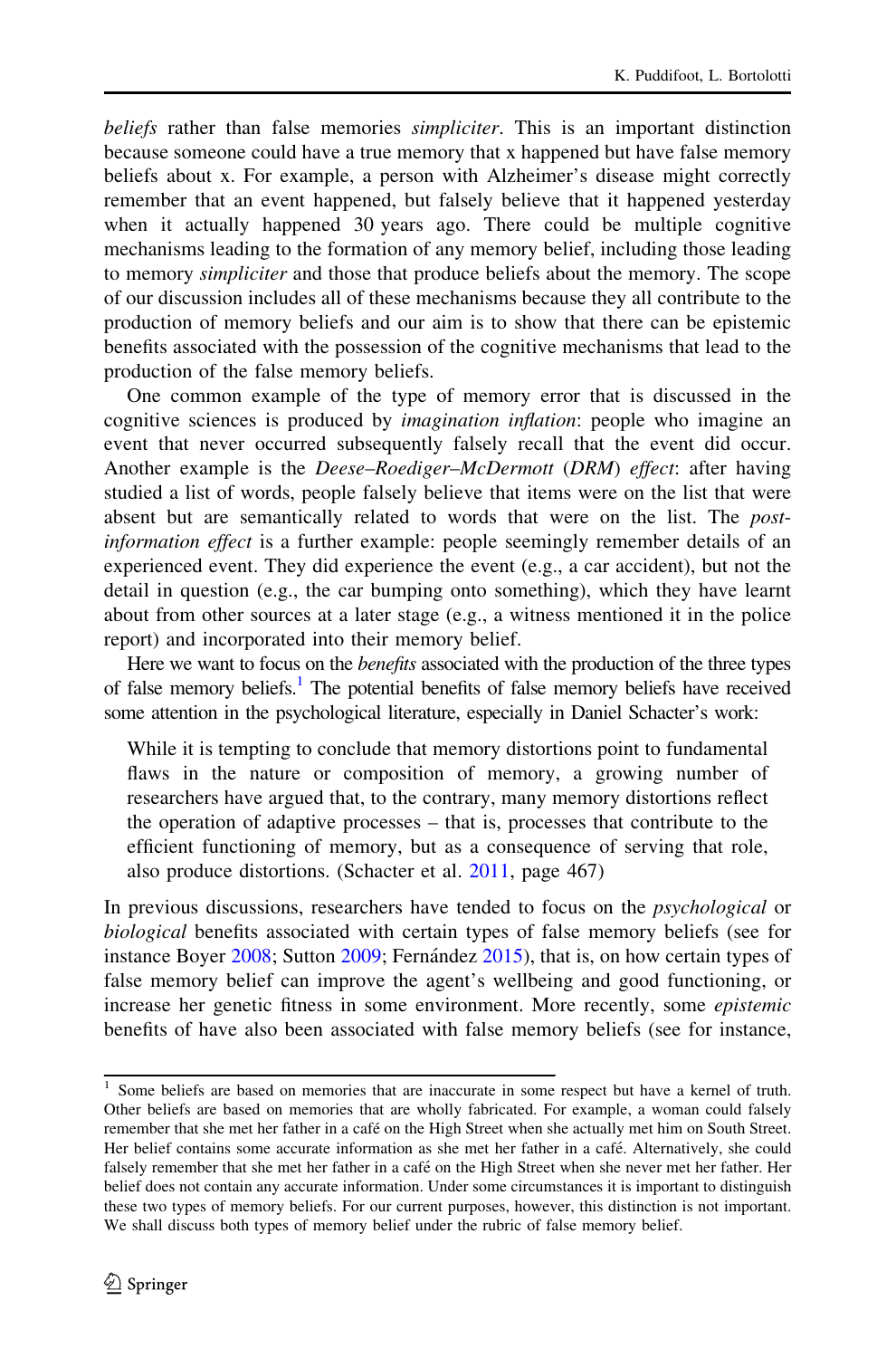*beliefs* rather than false memories *simpliciter*. This is an important distinction because someone could have a true memory that x happened but have false memory beliefs about x. For example, a person with Alzheimer's disease might correctly remember that an event happened, but falsely believe that it happened yesterday when it actually happened 30 years ago. There could be multiple cognitive mechanisms leading to the formation of any memory belief, including those leading to memory *simpliciter* and those that produce beliefs about the memory. The scope of our discussion includes all of these mechanisms because they all contribute to the production of memory beliefs and our aim is to show that there can be epistemic benefits associated with the possession of the cognitive mechanisms that lead to the production of the false memory beliefs.

One common example of the type of memory error that is discussed in the cognitive sciences is produced by *imagination inflation*: people who imagine an event that never occurred subsequently falsely recall that the event did occur. Another example is the *Deese–Roediger–McDermott* (*DRM*) *effect*: after having studied a list of words, people falsely believe that items were on the list that were absent but are semantically related to words that were on the list. The *post-information effect* is a further example: people seemingly remember details of an experienced event. They did experience the event (e.g., a car accident), but not the detail in question (e.g., the car bumping onto something), which they have learnt about from other sources at a later stage (e.g., a witness mentioned it in the police report) and incorporated into their memory belief.

Here we want to focus on the *benefits* associated with the production of the three types of false memory beliefs.[1] The potential benefits of false memory beliefs have received some attention in the psychological literature, especially in Daniel Schacter's work:

> While it is tempting to conclude that memory distortions point to fundamental flaws in the nature or composition of memory, a growing number of researchers have argued that, to the contrary, many memory distortions reflect the operation of adaptive processes – that is, processes that contribute to the efficient functioning of memory, but as a consequence of serving that role, also produce distortions. (Schacter et al. 2011, page 467)

In previous discussions, researchers have tended to focus on the *psychological* or *biological* benefits associated with certain types of false memory beliefs (see for instance Boyer 2008; Sutton 2009; Fernández 2015), that is, on how certain types of false memory belief can improve the agent's wellbeing and good functioning, or increase her genetic fitness in some environment. More recently, some *epistemic* benefits of have also been associated with false memory beliefs (see for instance,

[1] Some beliefs are based on memories that are inaccurate in some respect but have a kernel of truth. Other beliefs are based on memories that are wholly fabricated. For example, a woman could falsely remember that she met her father in a café on the High Street when she actually met him on South Street. Her belief contains some accurate information as she met her father in a café. Alternatively, she could falsely remember that she met her father in a café on the High Street when she never met her father. Her belief does not contain any accurate information. Under some circumstances it is important to distinguish these two types of memory beliefs. For our current purposes, however, this distinction is not important. We shall discuss both types of memory belief under the rubric of false memory belief.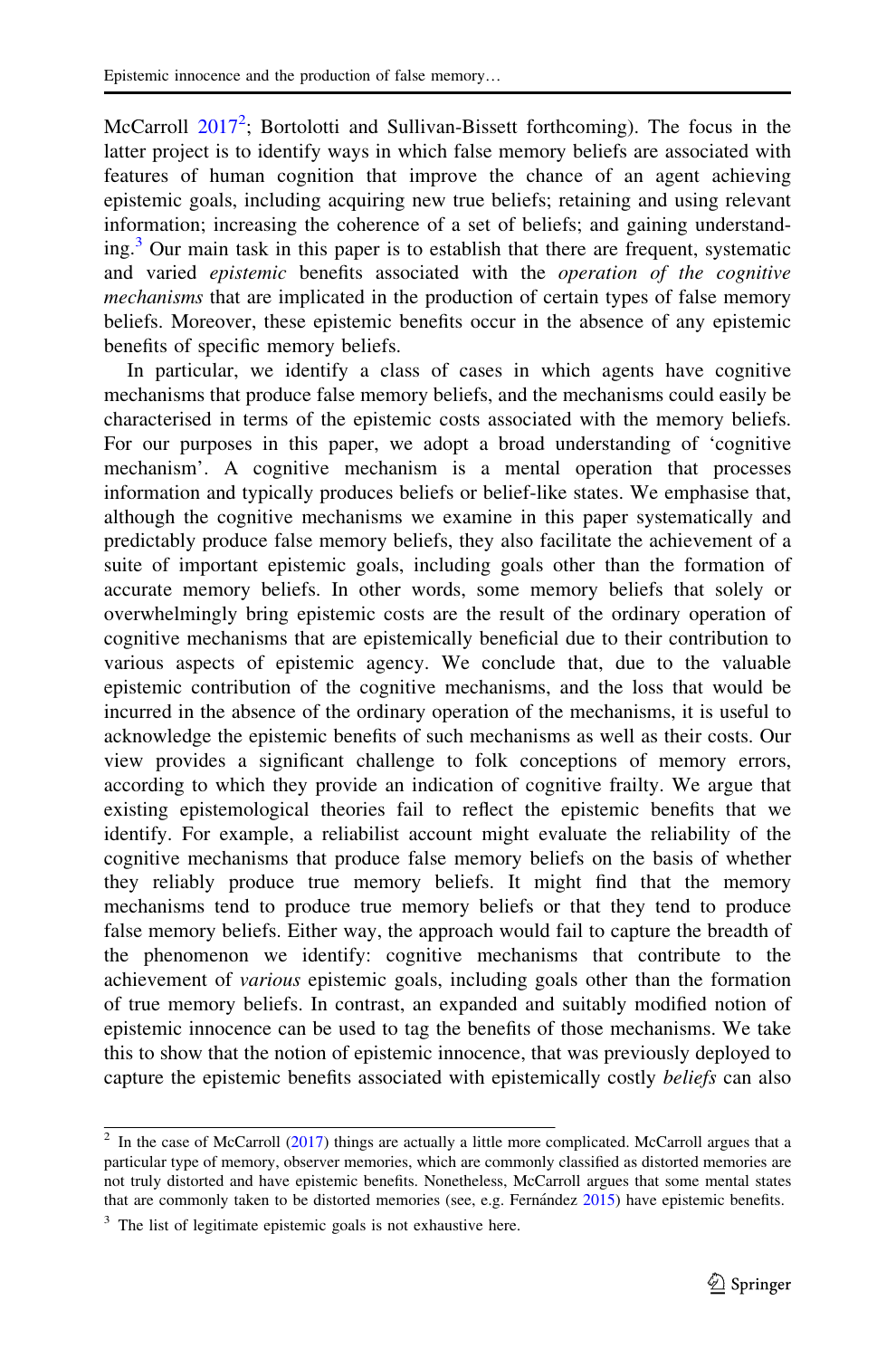McCarroll 2017[2]; Bortolotti and Sullivan-Bissett forthcoming). The focus in the latter project is to identify ways in which false memory beliefs are associated with features of human cognition that improve the chance of an agent achieving epistemic goals, including acquiring new true beliefs; retaining and using relevant information; increasing the coherence of a set of beliefs; and gaining understanding.[3] Our main task in this paper is to establish that there are frequent, systematic and varied *epistemic* benefits associated with the *operation of the cognitive mechanisms* that are implicated in the production of certain types of false memory beliefs. Moreover, these epistemic benefits occur in the absence of any epistemic benefits of specific memory beliefs.

In particular, we identify a class of cases in which agents have cognitive mechanisms that produce false memory beliefs, and the mechanisms could easily be characterised in terms of the epistemic costs associated with the memory beliefs. For our purposes in this paper, we adopt a broad understanding of 'cognitive mechanism'. A cognitive mechanism is a mental operation that processes information and typically produces beliefs or belief-like states. We emphasise that, although the cognitive mechanisms we examine in this paper systematically and predictably produce false memory beliefs, they also facilitate the achievement of a suite of important epistemic goals, including goals other than the formation of accurate memory beliefs. In other words, some memory beliefs that solely or overwhelmingly bring epistemic costs are the result of the ordinary operation of cognitive mechanisms that are epistemically beneficial due to their contribution to various aspects of epistemic agency. We conclude that, due to the valuable epistemic contribution of the cognitive mechanisms, and the loss that would be incurred in the absence of the ordinary operation of the mechanisms, it is useful to acknowledge the epistemic benefits of such mechanisms as well as their costs. Our view provides a significant challenge to folk conceptions of memory errors, according to which they provide an indication of cognitive frailty. We argue that existing epistemological theories fail to reflect the epistemic benefits that we identify. For example, a reliabilist account might evaluate the reliability of the cognitive mechanisms that produce false memory beliefs on the basis of whether they reliably produce true memory beliefs. It might find that the memory mechanisms tend to produce true memory beliefs or that they tend to produce false memory beliefs. Either way, the approach would fail to capture the breadth of the phenomenon we identify: cognitive mechanisms that contribute to the achievement of *various* epistemic goals, including goals other than the formation of true memory beliefs. In contrast, an expanded and suitably modified notion of epistemic innocence can be used to tag the benefits of those mechanisms. We take this to show that the notion of epistemic innocence, that was previously deployed to capture the epistemic benefits associated with epistemically costly *beliefs* can also

---

[2] In the case of McCarroll (2017) things are actually a little more complicated. McCarroll argues that a particular type of memory, observer memories, which are commonly classified as distorted memories are not truly distorted and have epistemic benefits. Nonetheless, McCarroll argues that some mental states that are commonly taken to be distorted memories (see, e.g. Fernández 2015) have epistemic benefits.

[3] The list of legitimate epistemic goals is not exhaustive here.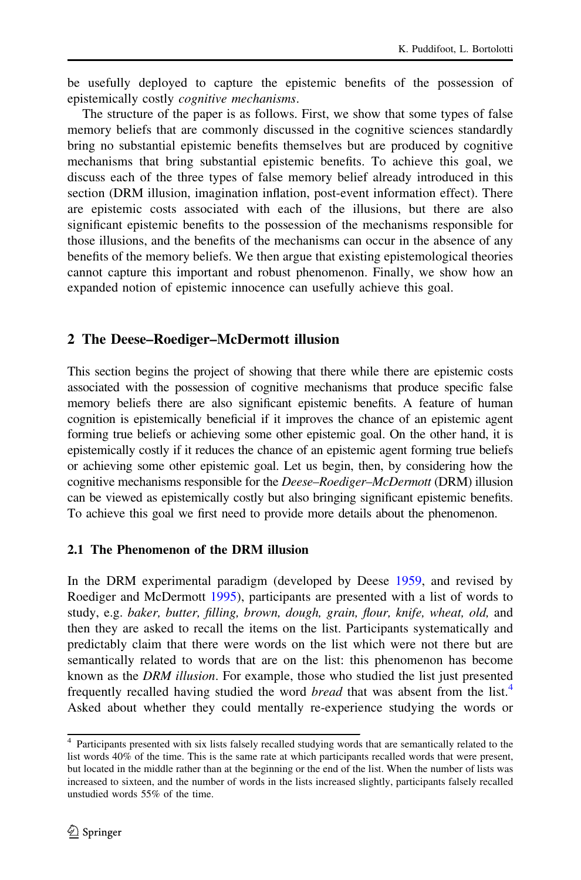be usefully deployed to capture the epistemic benefits of the possession of epistemically costly *cognitive mechanisms*.

The structure of the paper is as follows. First, we show that some types of false memory beliefs that are commonly discussed in the cognitive sciences standardly bring no substantial epistemic benefits themselves but are produced by cognitive mechanisms that bring substantial epistemic benefits. To achieve this goal, we discuss each of the three types of false memory belief already introduced in this section (DRM illusion, imagination inflation, post-event information effect). There are epistemic costs associated with each of the illusions, but there are also significant epistemic benefits to the possession of the mechanisms responsible for those illusions, and the benefits of the mechanisms can occur in the absence of any benefits of the memory beliefs. We then argue that existing epistemological theories cannot capture this important and robust phenomenon. Finally, we show how an expanded notion of epistemic innocence can usefully achieve this goal.

## 2 The Deese–Roediger–McDermott illusion

This section begins the project of showing that there while there are epistemic costs associated with the possession of cognitive mechanisms that produce specific false memory beliefs there are also significant epistemic benefits. A feature of human cognition is epistemically beneficial if it improves the chance of an epistemic agent forming true beliefs or achieving some other epistemic goal. On the other hand, it is epistemically costly if it reduces the chance of an epistemic agent forming true beliefs or achieving some other epistemic goal. Let us begin, then, by considering how the cognitive mechanisms responsible for the *Deese–Roediger–McDermott* (DRM) illusion can be viewed as epistemically costly but also bringing significant epistemic benefits. To achieve this goal we first need to provide more details about the phenomenon.

### 2.1 The Phenomenon of the DRM illusion

In the DRM experimental paradigm (developed by Deese 1959, and revised by Roediger and McDermott 1995), participants are presented with a list of words to study, e.g. *baker, butter, filling, brown, dough, grain, flour, knife, wheat, old,* and then they are asked to recall the items on the list. Participants systematically and predictably claim that there were words on the list which were not there but are semantically related to words that are on the list: this phenomenon has become known as the *DRM illusion*. For example, those who studied the list just presented frequently recalled having studied the word *bread* that was absent from the list.[4] Asked about whether they could mentally re-experience studying the words or

[4] Participants presented with six lists falsely recalled studying words that are semantically related to the list words 40% of the time. This is the same rate at which participants recalled words that were present, but located in the middle rather than at the beginning or the end of the list. When the number of lists was increased to sixteen, and the number of words in the lists increased slightly, participants falsely recalled unstudied words 55% of the time.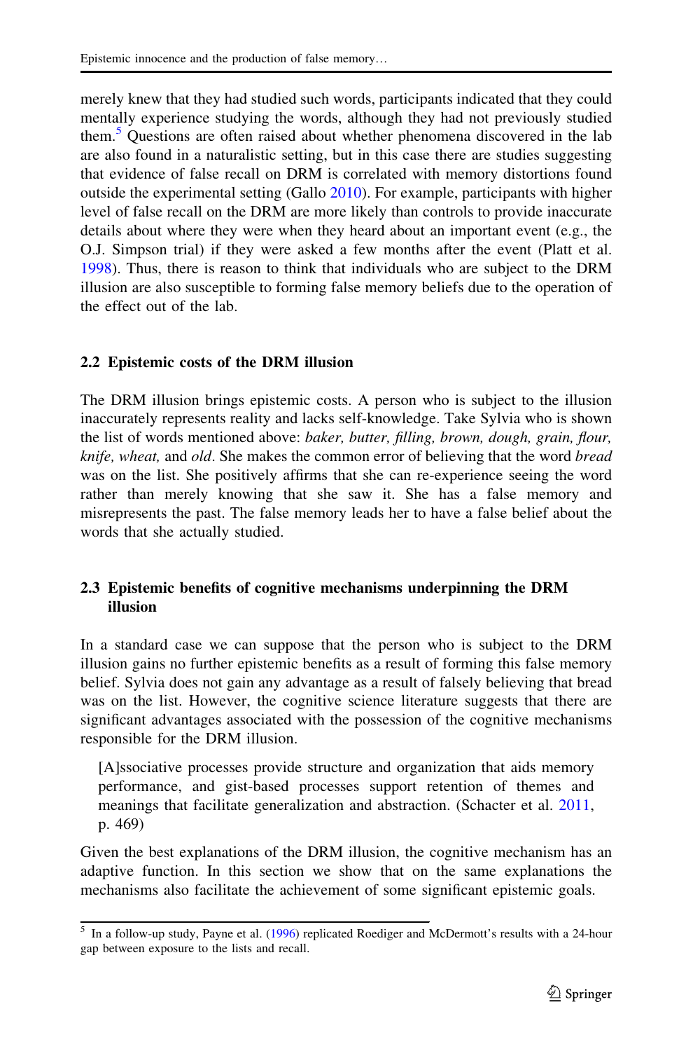merely knew that they had studied such words, participants indicated that they could mentally experience studying the words, although they had not previously studied them.[5] Questions are often raised about whether phenomena discovered in the lab are also found in a naturalistic setting, but in this case there are studies suggesting that evidence of false recall on DRM is correlated with memory distortions found outside the experimental setting (Gallo 2010). For example, participants with higher level of false recall on the DRM are more likely than controls to provide inaccurate details about where they were when they heard about an important event (e.g., the O.J. Simpson trial) if they were asked a few months after the event (Platt et al. 1998). Thus, there is reason to think that individuals who are subject to the DRM illusion are also susceptible to forming false memory beliefs due to the operation of the effect out of the lab.

### 2.2 Epistemic costs of the DRM illusion

The DRM illusion brings epistemic costs. A person who is subject to the illusion inaccurately represents reality and lacks self-knowledge. Take Sylvia who is shown the list of words mentioned above: *baker, butter, filling, brown, dough, grain, flour, knife, wheat,* and *old*. She makes the common error of believing that the word *bread* was on the list. She positively affirms that she can re-experience seeing the word rather than merely knowing that she saw it. She has a false memory and misrepresents the past. The false memory leads her to have a false belief about the words that she actually studied.

### 2.3 Epistemic benefits of cognitive mechanisms underpinning the DRM illusion

In a standard case we can suppose that the person who is subject to the DRM illusion gains no further epistemic benefits as a result of forming this false memory belief. Sylvia does not gain any advantage as a result of falsely believing that bread was on the list. However, the cognitive science literature suggests that there are significant advantages associated with the possession of the cognitive mechanisms responsible for the DRM illusion.

> [A]ssociative processes provide structure and organization that aids memory performance, and gist-based processes support retention of themes and meanings that facilitate generalization and abstraction. (Schacter et al. 2011, p. 469)

Given the best explanations of the DRM illusion, the cognitive mechanism has an adaptive function. In this section we show that on the same explanations the mechanisms also facilitate the achievement of some significant epistemic goals.

[5] In a follow-up study, Payne et al. (1996) replicated Roediger and McDermott's results with a 24-hour gap between exposure to the lists and recall.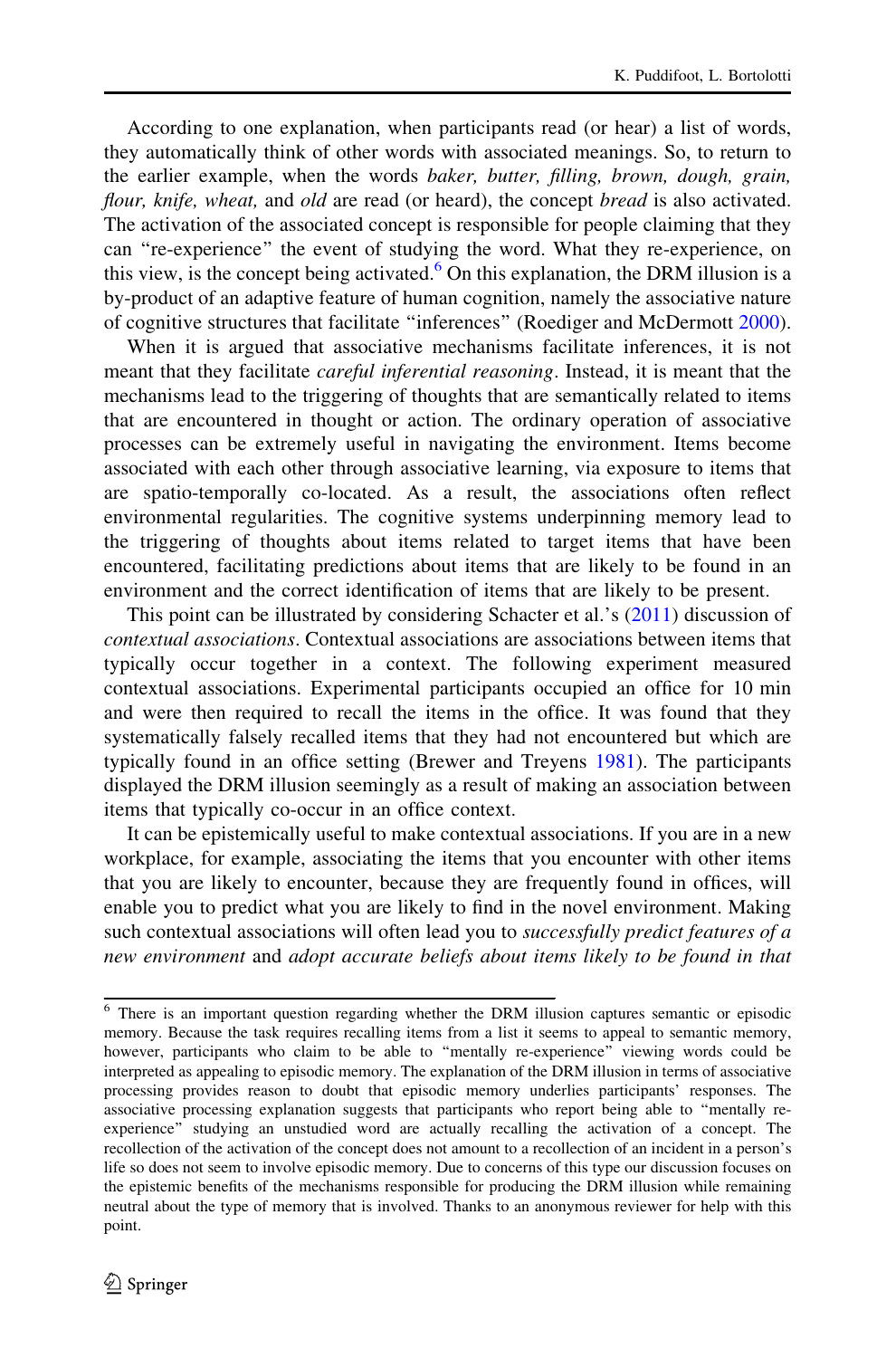According to one explanation, when participants read (or hear) a list of words, they automatically think of other words with associated meanings. So, to return to the earlier example, when the words *baker, butter, filling, brown, dough, grain, flour, knife, wheat,* and *old* are read (or heard), the concept *bread* is also activated. The activation of the associated concept is responsible for people claiming that they can "re-experience" the event of studying the word. What they re-experience, on this view, is the concept being activated.[6] On this explanation, the DRM illusion is a by-product of an adaptive feature of human cognition, namely the associative nature of cognitive structures that facilitate "inferences" (Roediger and McDermott 2000).

When it is argued that associative mechanisms facilitate inferences, it is not meant that they facilitate *careful inferential reasoning*. Instead, it is meant that the mechanisms lead to the triggering of thoughts that are semantically related to items that are encountered in thought or action. The ordinary operation of associative processes can be extremely useful in navigating the environment. Items become associated with each other through associative learning, via exposure to items that are spatio-temporally co-located. As a result, the associations often reflect environmental regularities. The cognitive systems underpinning memory lead to the triggering of thoughts about items related to target items that have been encountered, facilitating predictions about items that are likely to be found in an environment and the correct identification of items that are likely to be present.

This point can be illustrated by considering Schacter et al.'s (2011) discussion of *contextual associations*. Contextual associations are associations between items that typically occur together in a context. The following experiment measured contextual associations. Experimental participants occupied an office for 10 min and were then required to recall the items in the office. It was found that they systematically falsely recalled items that they had not encountered but which are typically found in an office setting (Brewer and Treyens 1981). The participants displayed the DRM illusion seemingly as a result of making an association between items that typically co-occur in an office context.

It can be epistemically useful to make contextual associations. If you are in a new workplace, for example, associating the items that you encounter with other items that you are likely to encounter, because they are frequently found in offices, will enable you to predict what you are likely to find in the novel environment. Making such contextual associations will often lead you to *successfully predict features of a new environment* and *adopt accurate beliefs about items likely to be found in that*

---

[6] There is an important question regarding whether the DRM illusion captures semantic or episodic memory. Because the task requires recalling items from a list it seems to appeal to semantic memory, however, participants who claim to be able to "mentally re-experience" viewing words could be interpreted as appealing to episodic memory. The explanation of the DRM illusion in terms of associative processing provides reason to doubt that episodic memory underlies participants' responses. The associative processing explanation suggests that participants who report being able to "mentally re-experience" studying an unstudied word are actually recalling the activation of a concept. The recollection of the activation of the concept does not amount to a recollection of an incident in a person's life so does not seem to involve episodic memory. Due to concerns of this type our discussion focuses on the epistemic benefits of the mechanisms responsible for producing the DRM illusion while remaining neutral about the type of memory that is involved. Thanks to an anonymous reviewer for help with this point.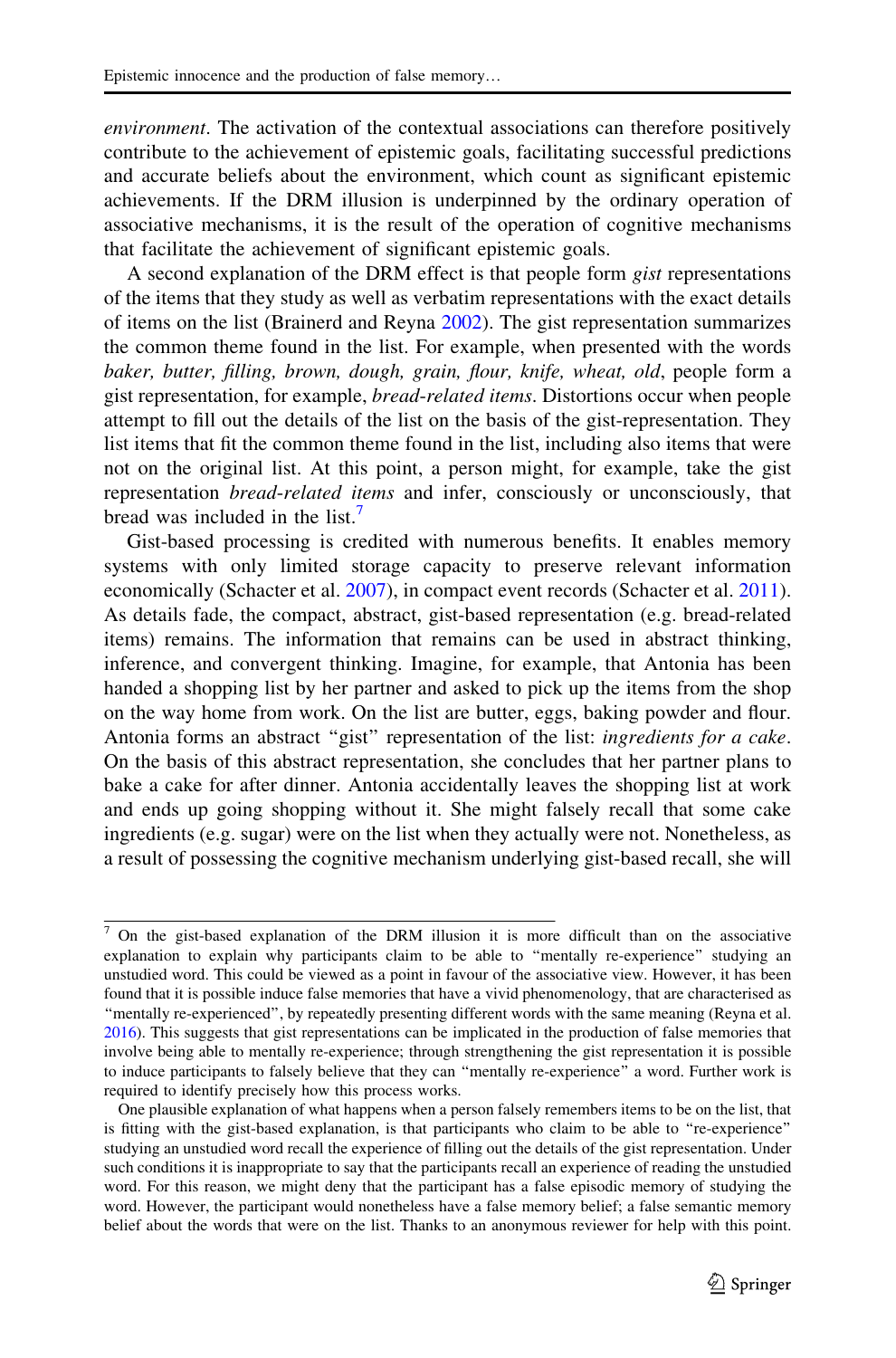*environment*. The activation of the contextual associations can therefore positively contribute to the achievement of epistemic goals, facilitating successful predictions and accurate beliefs about the environment, which count as significant epistemic achievements. If the DRM illusion is underpinned by the ordinary operation of associative mechanisms, it is the result of the operation of cognitive mechanisms that facilitate the achievement of significant epistemic goals.

A second explanation of the DRM effect is that people form *gist* representations of the items that they study as well as verbatim representations with the exact details of items on the list (Brainerd and Reyna 2002). The gist representation summarizes the common theme found in the list. For example, when presented with the words *baker, butter, filling, brown, dough, grain, flour, knife, wheat, old*, people form a gist representation, for example, *bread-related items*. Distortions occur when people attempt to fill out the details of the list on the basis of the gist-representation. They list items that fit the common theme found in the list, including also items that were not on the original list. At this point, a person might, for example, take the gist representation *bread-related items* and infer, consciously or unconsciously, that bread was included in the list.[7]

Gist-based processing is credited with numerous benefits. It enables memory systems with only limited storage capacity to preserve relevant information economically (Schacter et al. 2007), in compact event records (Schacter et al. 2011). As details fade, the compact, abstract, gist-based representation (e.g. bread-related items) remains. The information that remains can be used in abstract thinking, inference, and convergent thinking. Imagine, for example, that Antonia has been handed a shopping list by her partner and asked to pick up the items from the shop on the way home from work. On the list are butter, eggs, baking powder and flour. Antonia forms an abstract "gist" representation of the list: *ingredients for a cake*. On the basis of this abstract representation, she concludes that her partner plans to bake a cake for after dinner. Antonia accidentally leaves the shopping list at work and ends up going shopping without it. She might falsely recall that some cake ingredients (e.g. sugar) were on the list when they actually were not. Nonetheless, as a result of possessing the cognitive mechanism underlying gist-based recall, she will

---

[7] On the gist-based explanation of the DRM illusion it is more difficult than on the associative explanation to explain why participants claim to be able to "mentally re-experience" studying an unstudied word. This could be viewed as a point in favour of the associative view. However, it has been found that it is possible induce false memories that have a vivid phenomenology, that are characterised as "mentally re-experienced", by repeatedly presenting different words with the same meaning (Reyna et al. 2016). This suggests that gist representations can be implicated in the production of false memories that involve being able to mentally re-experience; through strengthening the gist representation it is possible to induce participants to falsely believe that they can "mentally re-experience" a word. Further work is required to identify precisely how this process works.

One plausible explanation of what happens when a person falsely remembers items to be on the list, that is fitting with the gist-based explanation, is that participants who claim to be able to "re-experience" studying an unstudied word recall the experience of filling out the details of the gist representation. Under such conditions it is inappropriate to say that the participants recall an experience of reading the unstudied word. For this reason, we might deny that the participant has a false episodic memory of studying the word. However, the participant would nonetheless have a false memory belief; a false semantic memory belief about the words that were on the list. Thanks to an anonymous reviewer for help with this point.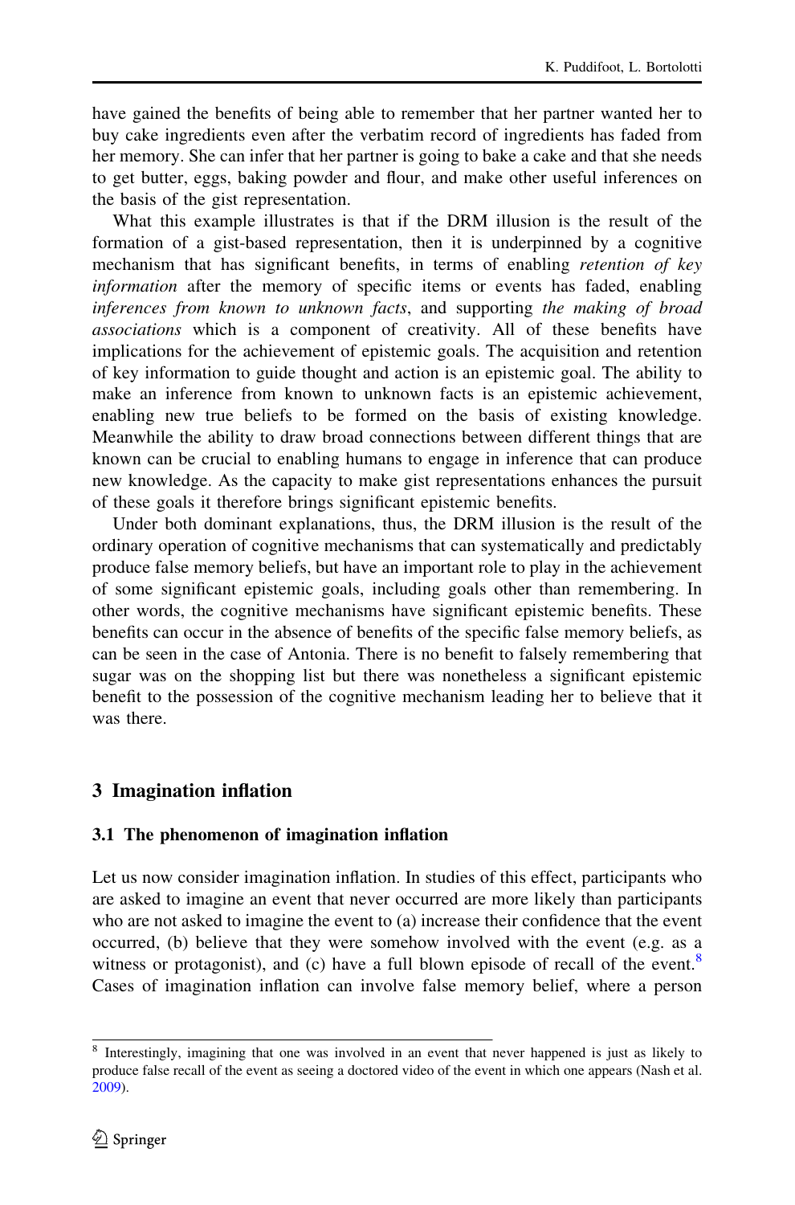have gained the benefits of being able to remember that her partner wanted her to buy cake ingredients even after the verbatim record of ingredients has faded from her memory. She can infer that her partner is going to bake a cake and that she needs to get butter, eggs, baking powder and flour, and make other useful inferences on the basis of the gist representation.

What this example illustrates is that if the DRM illusion is the result of the formation of a gist-based representation, then it is underpinned by a cognitive mechanism that has significant benefits, in terms of enabling *retention of key information* after the memory of specific items or events has faded, enabling *inferences from known to unknown facts*, and supporting *the making of broad associations* which is a component of creativity. All of these benefits have implications for the achievement of epistemic goals. The acquisition and retention of key information to guide thought and action is an epistemic goal. The ability to make an inference from known to unknown facts is an epistemic achievement, enabling new true beliefs to be formed on the basis of existing knowledge. Meanwhile the ability to draw broad connections between different things that are known can be crucial to enabling humans to engage in inference that can produce new knowledge. As the capacity to make gist representations enhances the pursuit of these goals it therefore brings significant epistemic benefits.

Under both dominant explanations, thus, the DRM illusion is the result of the ordinary operation of cognitive mechanisms that can systematically and predictably produce false memory beliefs, but have an important role to play in the achievement of some significant epistemic goals, including goals other than remembering. In other words, the cognitive mechanisms have significant epistemic benefits. These benefits can occur in the absence of benefits of the specific false memory beliefs, as can be seen in the case of Antonia. There is no benefit to falsely remembering that sugar was on the shopping list but there was nonetheless a significant epistemic benefit to the possession of the cognitive mechanism leading her to believe that it was there.

## 3 Imagination inflation

### 3.1 The phenomenon of imagination inflation

Let us now consider imagination inflation. In studies of this effect, participants who are asked to imagine an event that never occurred are more likely than participants who are not asked to imagine the event to (a) increase their confidence that the event occurred, (b) believe that they were somehow involved with the event (e.g. as a witness or protagonist), and (c) have a full blown episode of recall of the event.[8] Cases of imagination inflation can involve false memory belief, where a person

[8] Interestingly, imagining that one was involved in an event that never happened is just as likely to produce false recall of the event as seeing a doctored video of the event in which one appears (Nash et al. 2009).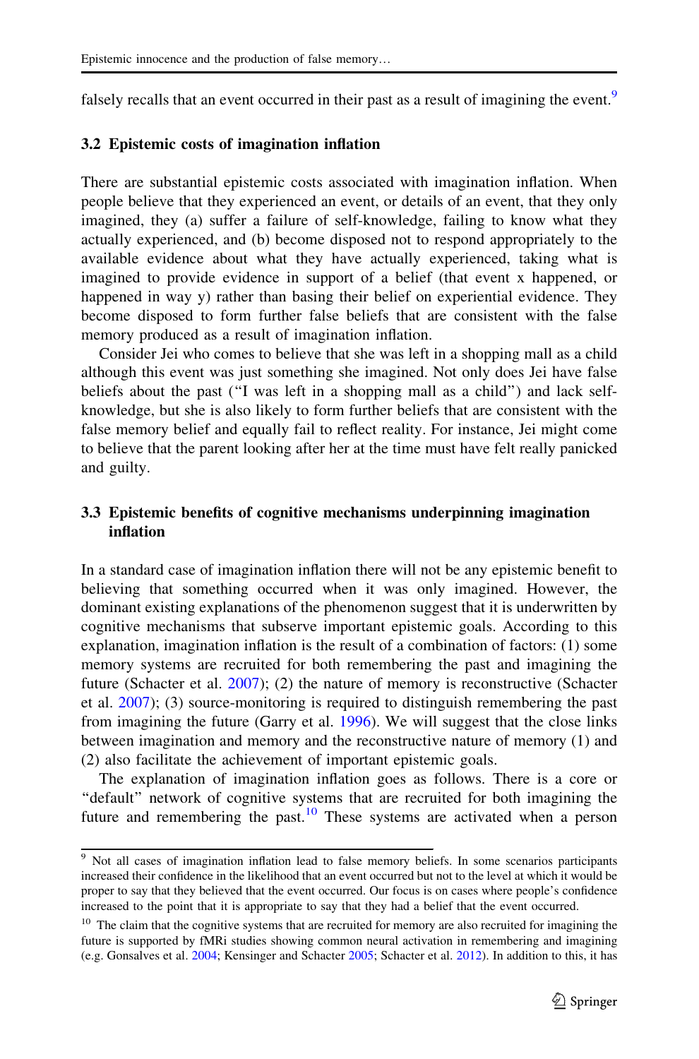falsely recalls that an event occurred in their past as a result of imagining the event.[9]

### 3.2 Epistemic costs of imagination inflation

There are substantial epistemic costs associated with imagination inflation. When people believe that they experienced an event, or details of an event, that they only imagined, they (a) suffer a failure of self-knowledge, failing to know what they actually experienced, and (b) become disposed not to respond appropriately to the available evidence about what they have actually experienced, taking what is imagined to provide evidence in support of a belief (that event x happened, or happened in way y) rather than basing their belief on experiential evidence. They become disposed to form further false beliefs that are consistent with the false memory produced as a result of imagination inflation.

Consider Jei who comes to believe that she was left in a shopping mall as a child although this event was just something she imagined. Not only does Jei have false beliefs about the past ("I was left in a shopping mall as a child") and lack self-knowledge, but she is also likely to form further beliefs that are consistent with the false memory belief and equally fail to reflect reality. For instance, Jei might come to believe that the parent looking after her at the time must have felt really panicked and guilty.

### 3.3 Epistemic benefits of cognitive mechanisms underpinning imagination inflation

In a standard case of imagination inflation there will not be any epistemic benefit to believing that something occurred when it was only imagined. However, the dominant existing explanations of the phenomenon suggest that it is underwritten by cognitive mechanisms that subserve important epistemic goals. According to this explanation, imagination inflation is the result of a combination of factors: (1) some memory systems are recruited for both remembering the past and imagining the future (Schacter et al. 2007); (2) the nature of memory is reconstructive (Schacter et al. 2007); (3) source-monitoring is required to distinguish remembering the past from imagining the future (Garry et al. 1996). We will suggest that the close links between imagination and memory and the reconstructive nature of memory (1) and (2) also facilitate the achievement of important epistemic goals.

The explanation of imagination inflation goes as follows. There is a core or "default" network of cognitive systems that are recruited for both imagining the future and remembering the past.[10] These systems are activated when a person

[9] Not all cases of imagination inflation lead to false memory beliefs. In some scenarios participants increased their confidence in the likelihood that an event occurred but not to the level at which it would be proper to say that they believed that the event occurred. Our focus is on cases where people's confidence increased to the point that it is appropriate to say that they had a belief that the event occurred.

[10] The claim that the cognitive systems that are recruited for memory are also recruited for imagining the future is supported by fMRi studies showing common neural activation in remembering and imagining (e.g. Gonsalves et al. 2004; Kensinger and Schacter 2005; Schacter et al. 2012). In addition to this, it has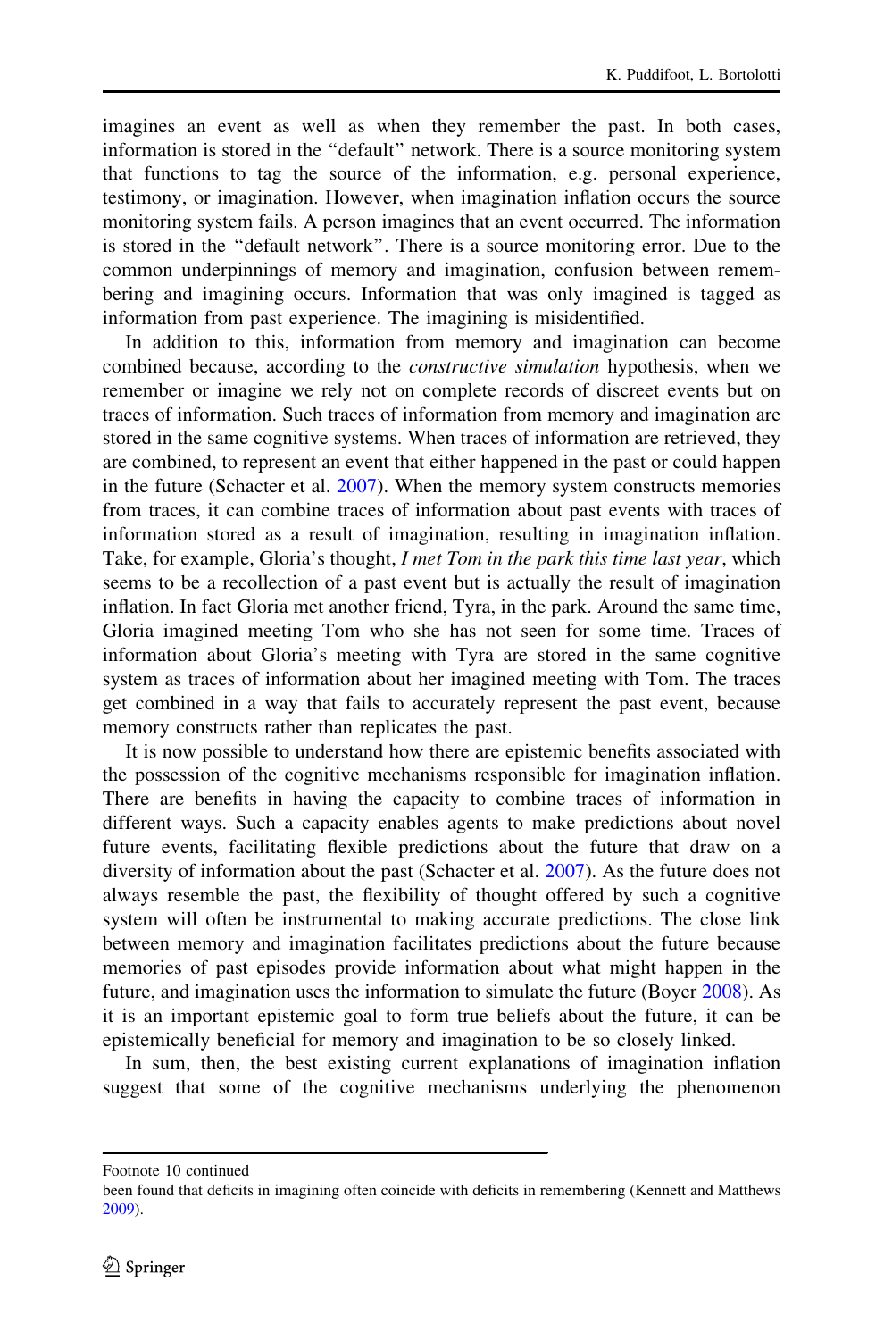imagines an event as well as when they remember the past. In both cases, information is stored in the "default" network. There is a source monitoring system that functions to tag the source of the information, e.g. personal experience, testimony, or imagination. However, when imagination inflation occurs the source monitoring system fails. A person imagines that an event occurred. The information is stored in the "default network". There is a source monitoring error. Due to the common underpinnings of memory and imagination, confusion between remembering and imagining occurs. Information that was only imagined is tagged as information from past experience. The imagining is misidentified.

In addition to this, information from memory and imagination can become combined because, according to the *constructive simulation* hypothesis, when we remember or imagine we rely not on complete records of discreet events but on traces of information. Such traces of information from memory and imagination are stored in the same cognitive systems. When traces of information are retrieved, they are combined, to represent an event that either happened in the past or could happen in the future (Schacter et al. 2007). When the memory system constructs memories from traces, it can combine traces of information about past events with traces of information stored as a result of imagination, resulting in imagination inflation. Take, for example, Gloria's thought, *I met Tom in the park this time last year*, which seems to be a recollection of a past event but is actually the result of imagination inflation. In fact Gloria met another friend, Tyra, in the park. Around the same time, Gloria imagined meeting Tom who she has not seen for some time. Traces of information about Gloria's meeting with Tyra are stored in the same cognitive system as traces of information about her imagined meeting with Tom. The traces get combined in a way that fails to accurately represent the past event, because memory constructs rather than replicates the past.

It is now possible to understand how there are epistemic benefits associated with the possession of the cognitive mechanisms responsible for imagination inflation. There are benefits in having the capacity to combine traces of information in different ways. Such a capacity enables agents to make predictions about novel future events, facilitating flexible predictions about the future that draw on a diversity of information about the past (Schacter et al. 2007). As the future does not always resemble the past, the flexibility of thought offered by such a cognitive system will often be instrumental to making accurate predictions. The close link between memory and imagination facilitates predictions about the future because memories of past episodes provide information about what might happen in the future, and imagination uses the information to simulate the future (Boyer 2008). As it is an important epistemic goal to form true beliefs about the future, it can be epistemically beneficial for memory and imagination to be so closely linked.

In sum, then, the best existing current explanations of imagination inflation suggest that some of the cognitive mechanisms underlying the phenomenon

Footnote 10 continued
been found that deficits in imagining often coincide with deficits in remembering (Kennett and Matthews 2009).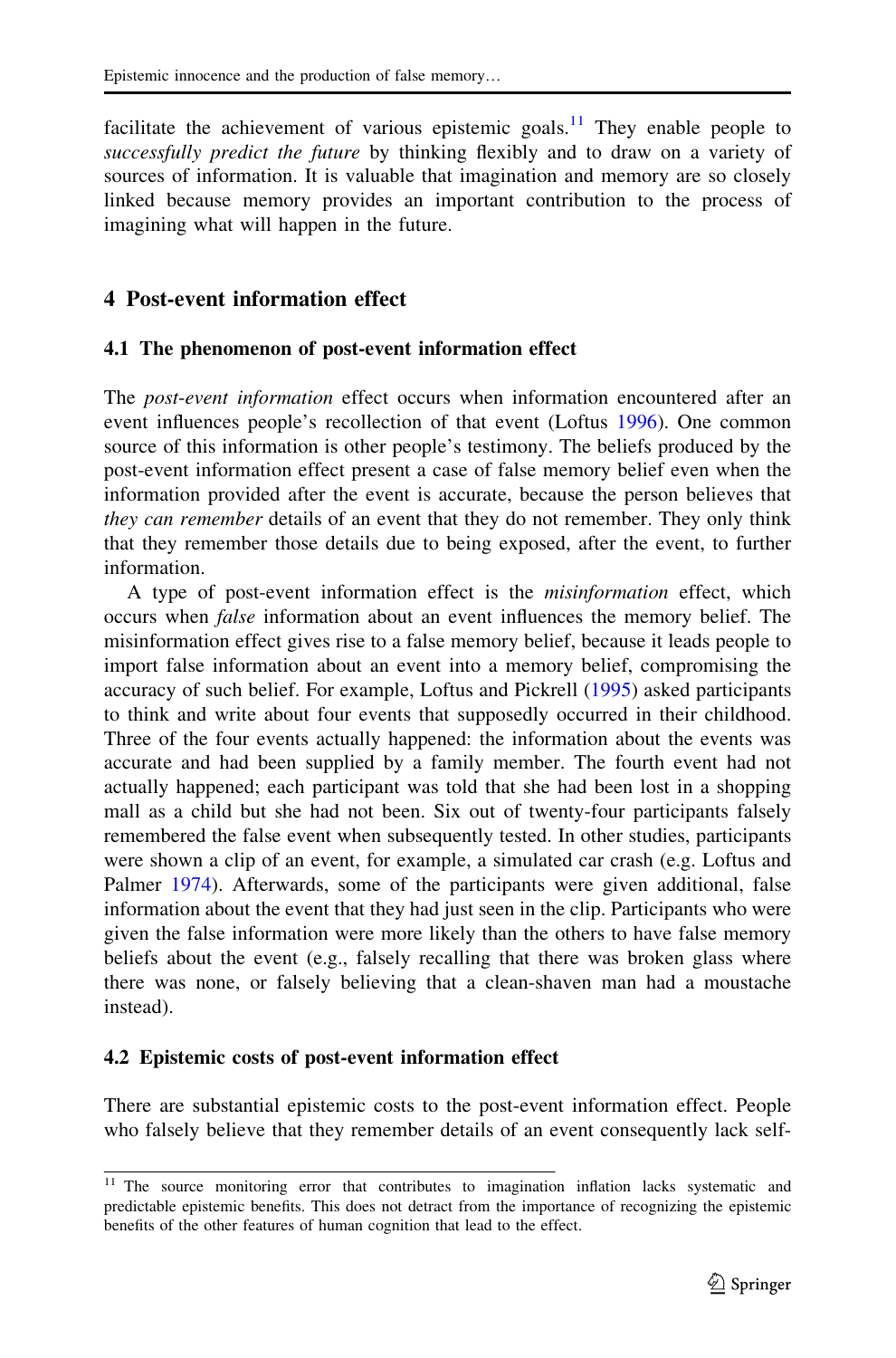facilitate the achievement of various epistemic goals.[11] They enable people to *successfully predict the future* by thinking flexibly and to draw on a variety of sources of information. It is valuable that imagination and memory are so closely linked because memory provides an important contribution to the process of imagining what will happen in the future.

## 4 Post-event information effect

### 4.1 The phenomenon of post-event information effect

The *post-event information* effect occurs when information encountered after an event influences people's recollection of that event (Loftus 1996). One common source of this information is other people's testimony. The beliefs produced by the post-event information effect present a case of false memory belief even when the information provided after the event is accurate, because the person believes that *they can remember* details of an event that they do not remember. They only think that they remember those details due to being exposed, after the event, to further information.

A type of post-event information effect is the *misinformation* effect, which occurs when *false* information about an event influences the memory belief. The misinformation effect gives rise to a false memory belief, because it leads people to import false information about an event into a memory belief, compromising the accuracy of such belief. For example, Loftus and Pickrell (1995) asked participants to think and write about four events that supposedly occurred in their childhood. Three of the four events actually happened: the information about the events was accurate and had been supplied by a family member. The fourth event had not actually happened; each participant was told that she had been lost in a shopping mall as a child but she had not been. Six out of twenty-four participants falsely remembered the false event when subsequently tested. In other studies, participants were shown a clip of an event, for example, a simulated car crash (e.g. Loftus and Palmer 1974). Afterwards, some of the participants were given additional, false information about the event that they had just seen in the clip. Participants who were given the false information were more likely than the others to have false memory beliefs about the event (e.g., falsely recalling that there was broken glass where there was none, or falsely believing that a clean-shaven man had a moustache instead).

### 4.2 Epistemic costs of post-event information effect

There are substantial epistemic costs to the post-event information effect. People who falsely believe that they remember details of an event consequently lack self-

[11] The source monitoring error that contributes to imagination inflation lacks systematic and predictable epistemic benefits. This does not detract from the importance of recognizing the epistemic benefits of the other features of human cognition that lead to the effect.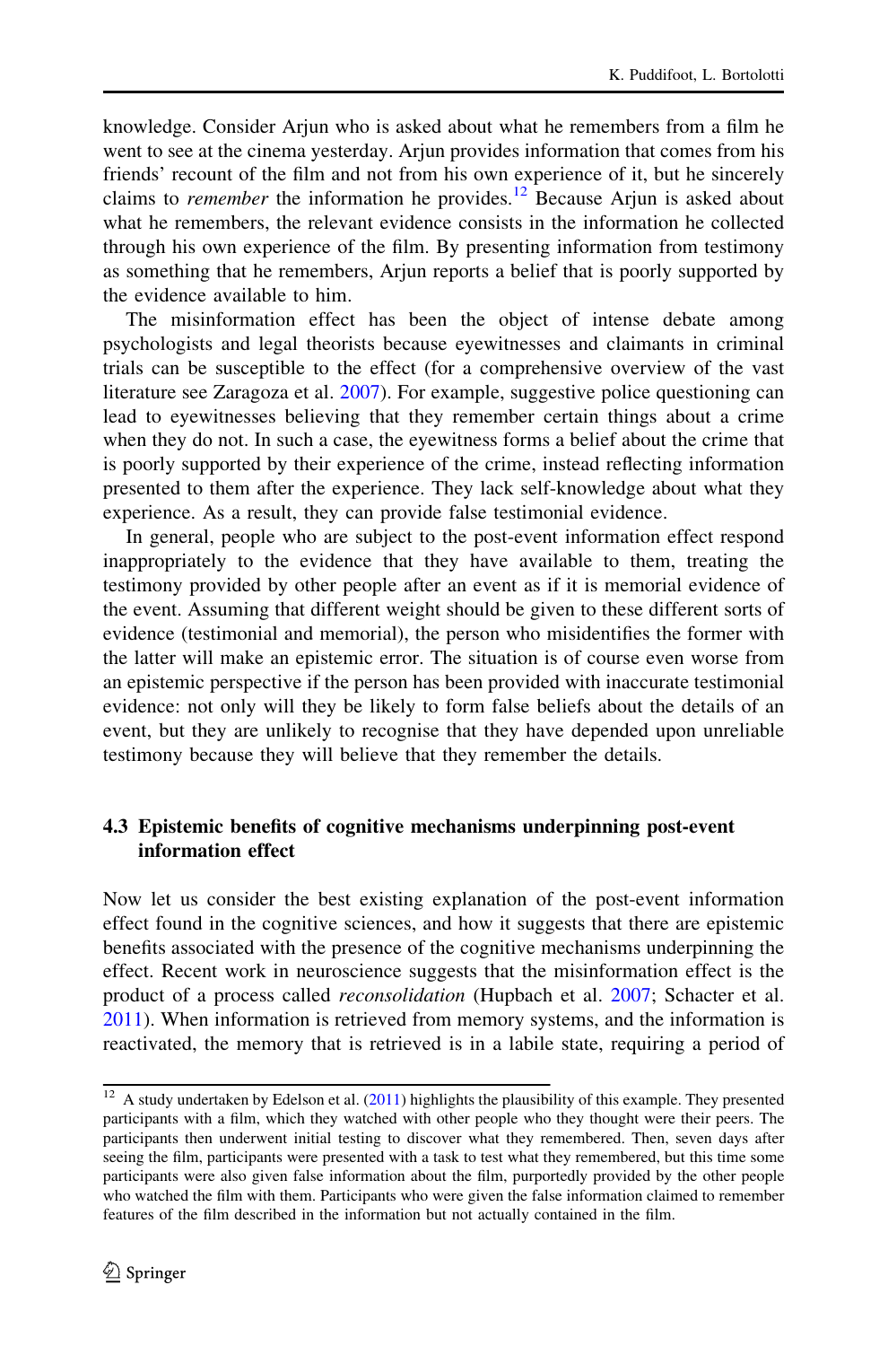knowledge. Consider Arjun who is asked about what he remembers from a film he went to see at the cinema yesterday. Arjun provides information that comes from his friends' recount of the film and not from his own experience of it, but he sincerely claims to *remember* the information he provides.[12] Because Arjun is asked about what he remembers, the relevant evidence consists in the information he collected through his own experience of the film. By presenting information from testimony as something that he remembers, Arjun reports a belief that is poorly supported by the evidence available to him.

The misinformation effect has been the object of intense debate among psychologists and legal theorists because eyewitnesses and claimants in criminal trials can be susceptible to the effect (for a comprehensive overview of the vast literature see Zaragoza et al. 2007). For example, suggestive police questioning can lead to eyewitnesses believing that they remember certain things about a crime when they do not. In such a case, the eyewitness forms a belief about the crime that is poorly supported by their experience of the crime, instead reflecting information presented to them after the experience. They lack self-knowledge about what they experience. As a result, they can provide false testimonial evidence.

In general, people who are subject to the post-event information effect respond inappropriately to the evidence that they have available to them, treating the testimony provided by other people after an event as if it is memorial evidence of the event. Assuming that different weight should be given to these different sorts of evidence (testimonial and memorial), the person who misidentifies the former with the latter will make an epistemic error. The situation is of course even worse from an epistemic perspective if the person has been provided with inaccurate testimonial evidence: not only will they be likely to form false beliefs about the details of an event, but they are unlikely to recognise that they have depended upon unreliable testimony because they will believe that they remember the details.

### 4.3 Epistemic benefits of cognitive mechanisms underpinning post-event information effect

Now let us consider the best existing explanation of the post-event information effect found in the cognitive sciences, and how it suggests that there are epistemic benefits associated with the presence of the cognitive mechanisms underpinning the effect. Recent work in neuroscience suggests that the misinformation effect is the product of a process called *reconsolidation* (Hupbach et al. 2007; Schacter et al. 2011). When information is retrieved from memory systems, and the information is reactivated, the memory that is retrieved is in a labile state, requiring a period of

[12] A study undertaken by Edelson et al. (2011) highlights the plausibility of this example. They presented participants with a film, which they watched with other people who they thought were their peers. The participants then underwent initial testing to discover what they remembered. Then, seven days after seeing the film, participants were presented with a task to test what they remembered, but this time some participants were also given false information about the film, purportedly provided by the other people who watched the film with them. Participants who were given the false information claimed to remember features of the film described in the information but not actually contained in the film.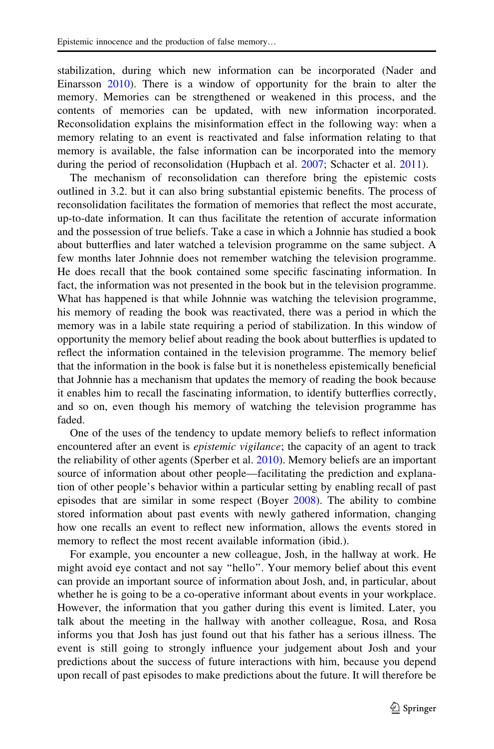stabilization, during which new information can be incorporated (Nader and Einarsson 2010). There is a window of opportunity for the brain to alter the memory. Memories can be strengthened or weakened in this process, and the contents of memories can be updated, with new information incorporated. Reconsolidation explains the misinformation effect in the following way: when a memory relating to an event is reactivated and false information relating to that memory is available, the false information can be incorporated into the memory during the period of reconsolidation (Hupbach et al. 2007; Schacter et al. 2011).

The mechanism of reconsolidation can therefore bring the epistemic costs outlined in 3.2. but it can also bring substantial epistemic benefits. The process of reconsolidation facilitates the formation of memories that reflect the most accurate, up-to-date information. It can thus facilitate the retention of accurate information and the possession of true beliefs. Take a case in which a Johnnie has studied a book about butterflies and later watched a television programme on the same subject. A few months later Johnnie does not remember watching the television programme. He does recall that the book contained some specific fascinating information. In fact, the information was not presented in the book but in the television programme. What has happened is that while Johnnie was watching the television programme, his memory of reading the book was reactivated, there was a period in which the memory was in a labile state requiring a period of stabilization. In this window of opportunity the memory belief about reading the book about butterflies is updated to reflect the information contained in the television programme. The memory belief that the information in the book is false but it is nonetheless epistemically beneficial that Johnnie has a mechanism that updates the memory of reading the book because it enables him to recall the fascinating information, to identify butterflies correctly, and so on, even though his memory of watching the television programme has faded.

One of the uses of the tendency to update memory beliefs to reflect information encountered after an event is *epistemic vigilance*; the capacity of an agent to track the reliability of other agents (Sperber et al. 2010). Memory beliefs are an important source of information about other people—facilitating the prediction and explanation of other people's behavior within a particular setting by enabling recall of past episodes that are similar in some respect (Boyer 2008). The ability to combine stored information about past events with newly gathered information, changing how one recalls an event to reflect new information, allows the events stored in memory to reflect the most recent available information (ibid.).

For example, you encounter a new colleague, Josh, in the hallway at work. He might avoid eye contact and not say "hello". Your memory belief about this event can provide an important source of information about Josh, and, in particular, about whether he is going to be a co-operative informant about events in your workplace. However, the information that you gather during this event is limited. Later, you talk about the meeting in the hallway with another colleague, Rosa, and Rosa informs you that Josh has just found out that his father has a serious illness. The event is still going to strongly influence your judgement about Josh and your predictions about the success of future interactions with him, because you depend upon recall of past episodes to make predictions about the future. It will therefore be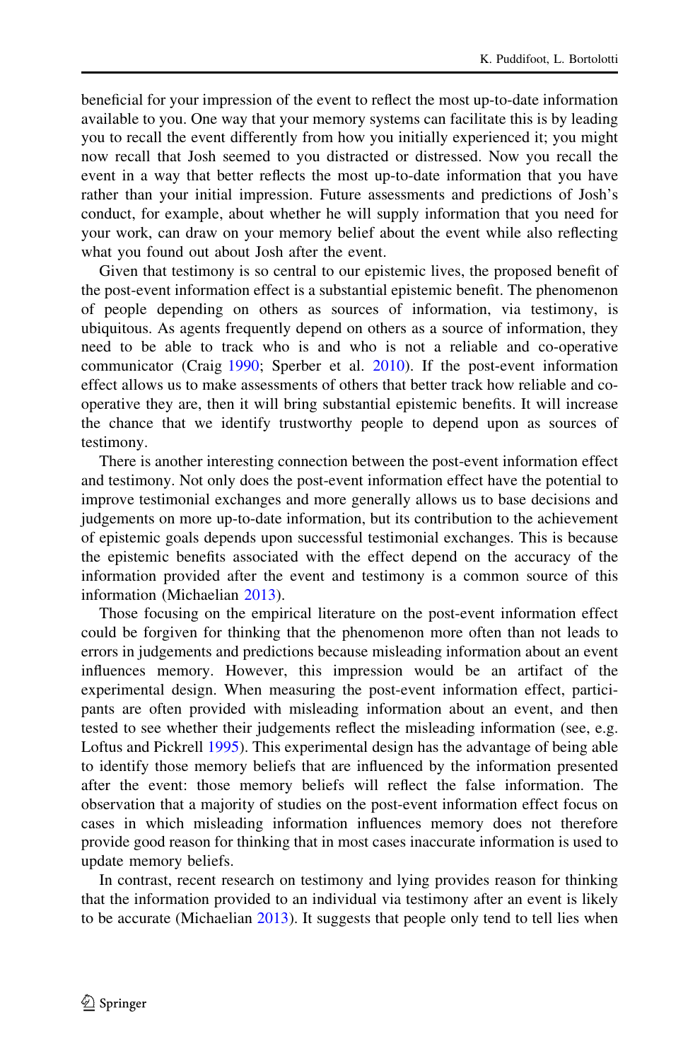beneficial for your impression of the event to reflect the most up-to-date information available to you. One way that your memory systems can facilitate this is by leading you to recall the event differently from how you initially experienced it; you might now recall that Josh seemed to you distracted or distressed. Now you recall the event in a way that better reflects the most up-to-date information that you have rather than your initial impression. Future assessments and predictions of Josh's conduct, for example, about whether he will supply information that you need for your work, can draw on your memory belief about the event while also reflecting what you found out about Josh after the event.

Given that testimony is so central to our epistemic lives, the proposed benefit of the post-event information effect is a substantial epistemic benefit. The phenomenon of people depending on others as sources of information, via testimony, is ubiquitous. As agents frequently depend on others as a source of information, they need to be able to track who is and who is not a reliable and co-operative communicator (Craig 1990; Sperber et al. 2010). If the post-event information effect allows us to make assessments of others that better track how reliable and co-operative they are, then it will bring substantial epistemic benefits. It will increase the chance that we identify trustworthy people to depend upon as sources of testimony.

There is another interesting connection between the post-event information effect and testimony. Not only does the post-event information effect have the potential to improve testimonial exchanges and more generally allows us to base decisions and judgements on more up-to-date information, but its contribution to the achievement of epistemic goals depends upon successful testimonial exchanges. This is because the epistemic benefits associated with the effect depend on the accuracy of the information provided after the event and testimony is a common source of this information (Michaelian 2013).

Those focusing on the empirical literature on the post-event information effect could be forgiven for thinking that the phenomenon more often than not leads to errors in judgements and predictions because misleading information about an event influences memory. However, this impression would be an artifact of the experimental design. When measuring the post-event information effect, participants are often provided with misleading information about an event, and then tested to see whether their judgements reflect the misleading information (see, e.g. Loftus and Pickrell 1995). This experimental design has the advantage of being able to identify those memory beliefs that are influenced by the information presented after the event: those memory beliefs will reflect the false information. The observation that a majority of studies on the post-event information effect focus on cases in which misleading information influences memory does not therefore provide good reason for thinking that in most cases inaccurate information is used to update memory beliefs.

In contrast, recent research on testimony and lying provides reason for thinking that the information provided to an individual via testimony after an event is likely to be accurate (Michaelian 2013). It suggests that people only tend to tell lies when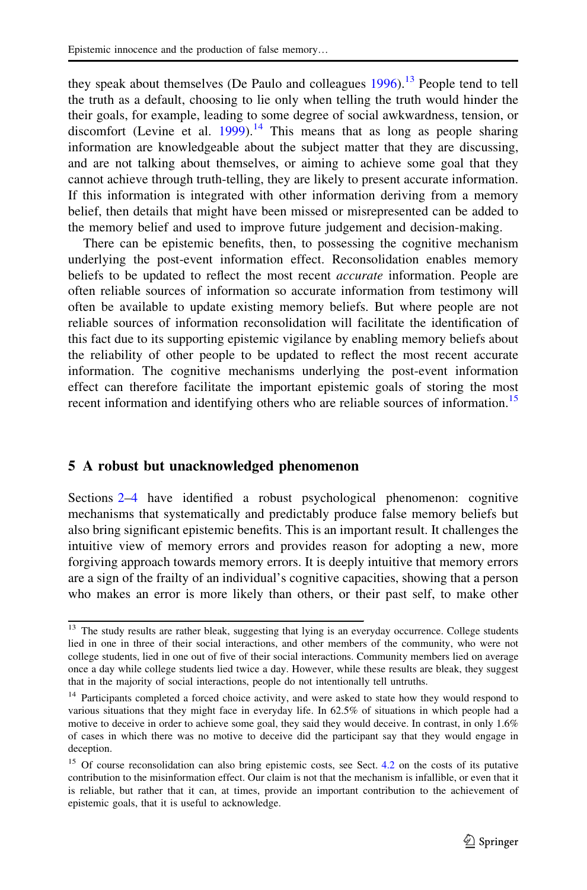they speak about themselves (De Paulo and colleagues 1996).[13] People tend to tell the truth as a default, choosing to lie only when telling the truth would hinder the their goals, for example, leading to some degree of social awkwardness, tension, or discomfort (Levine et al. 1999).[14] This means that as long as people sharing information are knowledgeable about the subject matter that they are discussing, and are not talking about themselves, or aiming to achieve some goal that they cannot achieve through truth-telling, they are likely to present accurate information. If this information is integrated with other information deriving from a memory belief, then details that might have been missed or misrepresented can be added to the memory belief and used to improve future judgement and decision-making.

There can be epistemic benefits, then, to possessing the cognitive mechanism underlying the post-event information effect. Reconsolidation enables memory beliefs to be updated to reflect the most recent *accurate* information. People are often reliable sources of information so accurate information from testimony will often be available to update existing memory beliefs. But where people are not reliable sources of information reconsolidation will facilitate the identification of this fact due to its supporting epistemic vigilance by enabling memory beliefs about the reliability of other people to be updated to reflect the most recent accurate information. The cognitive mechanisms underlying the post-event information effect can therefore facilitate the important epistemic goals of storing the most recent information and identifying others who are reliable sources of information.[15]

## 5 A robust but unacknowledged phenomenon

Sections 2–4 have identified a robust psychological phenomenon: cognitive mechanisms that systematically and predictably produce false memory beliefs but also bring significant epistemic benefits. This is an important result. It challenges the intuitive view of memory errors and provides reason for adopting a new, more forgiving approach towards memory errors. It is deeply intuitive that memory errors are a sign of the frailty of an individual's cognitive capacities, showing that a person who makes an error is more likely than others, or their past self, to make other

---

[13] The study results are rather bleak, suggesting that lying is an everyday occurrence. College students lied in one in three of their social interactions, and other members of the community, who were not college students, lied in one out of five of their social interactions. Community members lied on average once a day while college students lied twice a day. However, while these results are bleak, they suggest that in the majority of social interactions, people do not intentionally tell untruths.

[14] Participants completed a forced choice activity, and were asked to state how they would respond to various situations that they might face in everyday life. In 62.5% of situations in which people had a motive to deceive in order to achieve some goal, they said they would deceive. In contrast, in only 1.6% of cases in which there was no motive to deceive did the participant say that they would engage in deception.

[15] Of course reconsolidation can also bring epistemic costs, see Sect. 4.2 on the costs of its putative contribution to the misinformation effect. Our claim is not that the mechanism is infallible, or even that it is reliable, but rather that it can, at times, provide an important contribution to the achievement of epistemic goals, that it is useful to acknowledge.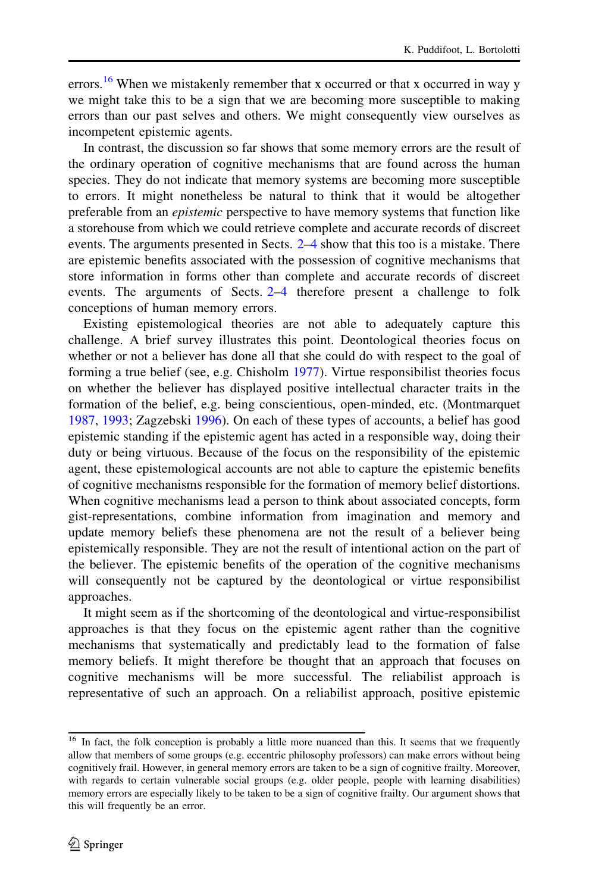errors.[16] When we mistakenly remember that x occurred or that x occurred in way y we might take this to be a sign that we are becoming more susceptible to making errors than our past selves and others. We might consequently view ourselves as incompetent epistemic agents.

In contrast, the discussion so far shows that some memory errors are the result of the ordinary operation of cognitive mechanisms that are found across the human species. They do not indicate that memory systems are becoming more susceptible to errors. It might nonetheless be natural to think that it would be altogether preferable from an *epistemic* perspective to have memory systems that function like a storehouse from which we could retrieve complete and accurate records of discreet events. The arguments presented in Sects. 2–4 show that this too is a mistake. There are epistemic benefits associated with the possession of cognitive mechanisms that store information in forms other than complete and accurate records of discreet events. The arguments of Sects. 2–4 therefore present a challenge to folk conceptions of human memory errors.

Existing epistemological theories are not able to adequately capture this challenge. A brief survey illustrates this point. Deontological theories focus on whether or not a believer has done all that she could do with respect to the goal of forming a true belief (see, e.g. Chisholm 1977). Virtue responsibilist theories focus on whether the believer has displayed positive intellectual character traits in the formation of the belief, e.g. being conscientious, open-minded, etc. (Montmarquet 1987, 1993; Zagzebski 1996). On each of these types of accounts, a belief has good epistemic standing if the epistemic agent has acted in a responsible way, doing their duty or being virtuous. Because of the focus on the responsibility of the epistemic agent, these epistemological accounts are not able to capture the epistemic benefits of cognitive mechanisms responsible for the formation of memory belief distortions. When cognitive mechanisms lead a person to think about associated concepts, form gist-representations, combine information from imagination and memory and update memory beliefs these phenomena are not the result of a believer being epistemically responsible. They are not the result of intentional action on the part of the believer. The epistemic benefits of the operation of the cognitive mechanisms will consequently not be captured by the deontological or virtue responsibilist approaches.

It might seem as if the shortcoming of the deontological and virtue-responsibilist approaches is that they focus on the epistemic agent rather than the cognitive mechanisms that systematically and predictably lead to the formation of false memory beliefs. It might therefore be thought that an approach that focuses on cognitive mechanisms will be more successful. The reliabilist approach is representative of such an approach. On a reliabilist approach, positive epistemic

[16] In fact, the folk conception is probably a little more nuanced than this. It seems that we frequently allow that members of some groups (e.g. eccentric philosophy professors) can make errors without being cognitively frail. However, in general memory errors are taken to be a sign of cognitive frailty. Moreover, with regards to certain vulnerable social groups (e.g. older people, people with learning disabilities) memory errors are especially likely to be taken to be a sign of cognitive frailty. Our argument shows that this will frequently be an error.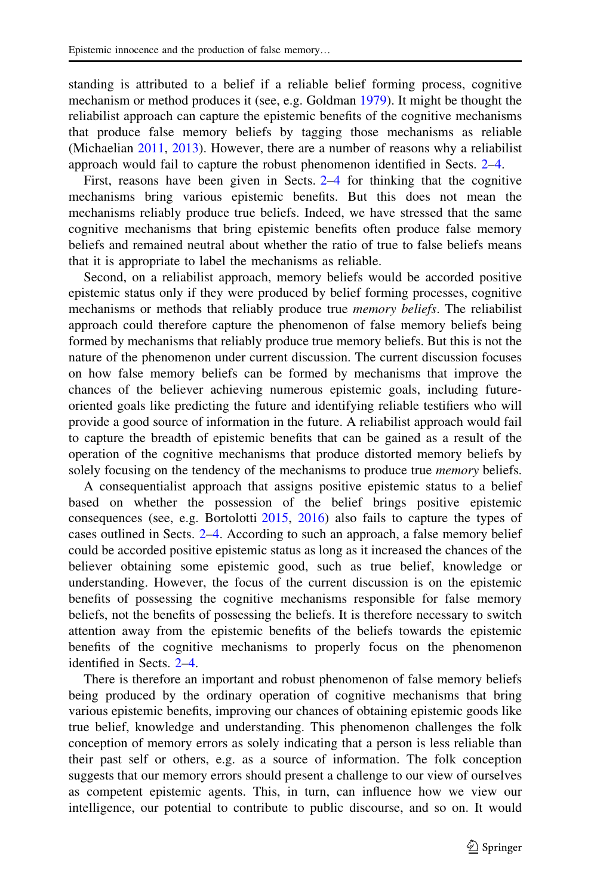standing is attributed to a belief if a reliable belief forming process, cognitive mechanism or method produces it (see, e.g. Goldman 1979). It might be thought the reliabilist approach can capture the epistemic benefits of the cognitive mechanisms that produce false memory beliefs by tagging those mechanisms as reliable (Michaelian 2011, 2013). However, there are a number of reasons why a reliabilist approach would fail to capture the robust phenomenon identified in Sects. 2–4.

First, reasons have been given in Sects. 2–4 for thinking that the cognitive mechanisms bring various epistemic benefits. But this does not mean the mechanisms reliably produce true beliefs. Indeed, we have stressed that the same cognitive mechanisms that bring epistemic benefits often produce false memory beliefs and remained neutral about whether the ratio of true to false beliefs means that it is appropriate to label the mechanisms as reliable.

Second, on a reliabilist approach, memory beliefs would be accorded positive epistemic status only if they were produced by belief forming processes, cognitive mechanisms or methods that reliably produce true *memory beliefs*. The reliabilist approach could therefore capture the phenomenon of false memory beliefs being formed by mechanisms that reliably produce true memory beliefs. But this is not the nature of the phenomenon under current discussion. The current discussion focuses on how false memory beliefs can be formed by mechanisms that improve the chances of the believer achieving numerous epistemic goals, including future-oriented goals like predicting the future and identifying reliable testifiers who will provide a good source of information in the future. A reliabilist approach would fail to capture the breadth of epistemic benefits that can be gained as a result of the operation of the cognitive mechanisms that produce distorted memory beliefs by solely focusing on the tendency of the mechanisms to produce true *memory* beliefs.

A consequentialist approach that assigns positive epistemic status to a belief based on whether the possession of the belief brings positive epistemic consequences (see, e.g. Bortolotti 2015, 2016) also fails to capture the types of cases outlined in Sects. 2–4. According to such an approach, a false memory belief could be accorded positive epistemic status as long as it increased the chances of the believer obtaining some epistemic good, such as true belief, knowledge or understanding. However, the focus of the current discussion is on the epistemic benefits of possessing the cognitive mechanisms responsible for false memory beliefs, not the benefits of possessing the beliefs. It is therefore necessary to switch attention away from the epistemic benefits of the beliefs towards the epistemic benefits of the cognitive mechanisms to properly focus on the phenomenon identified in Sects. 2–4.

There is therefore an important and robust phenomenon of false memory beliefs being produced by the ordinary operation of cognitive mechanisms that bring various epistemic benefits, improving our chances of obtaining epistemic goods like true belief, knowledge and understanding. This phenomenon challenges the folk conception of memory errors as solely indicating that a person is less reliable than their past self or others, e.g. as a source of information. The folk conception suggests that our memory errors should present a challenge to our view of ourselves as competent epistemic agents. This, in turn, can influence how we view our intelligence, our potential to contribute to public discourse, and so on. It would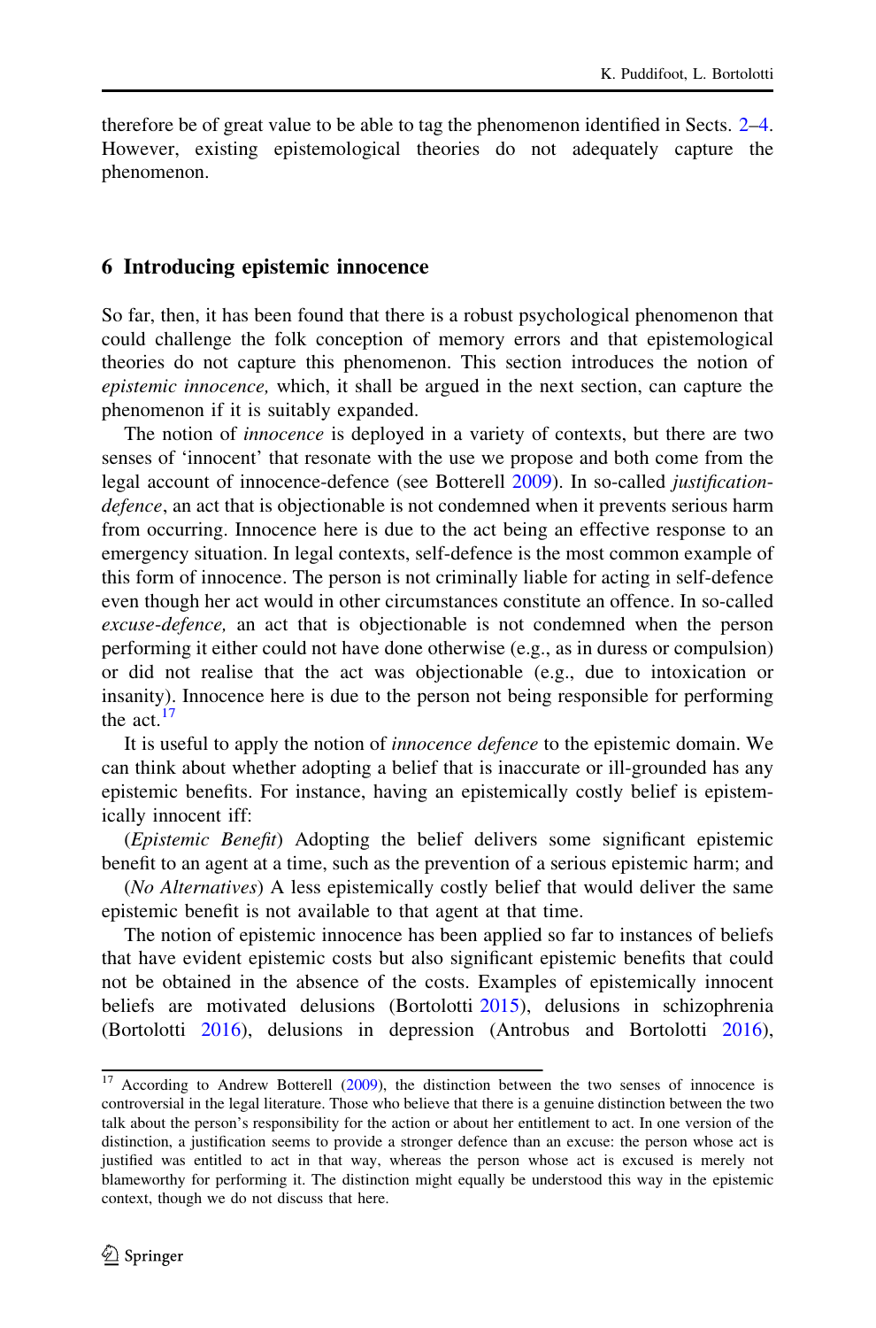therefore be of great value to be able to tag the phenomenon identified in Sects. 2–4. However, existing epistemological theories do not adequately capture the phenomenon.

## 6 Introducing epistemic innocence

So far, then, it has been found that there is a robust psychological phenomenon that could challenge the folk conception of memory errors and that epistemological theories do not capture this phenomenon. This section introduces the notion of *epistemic innocence,* which, it shall be argued in the next section, can capture the phenomenon if it is suitably expanded.

The notion of *innocence* is deployed in a variety of contexts, but there are two senses of 'innocent' that resonate with the use we propose and both come from the legal account of innocence-defence (see Botterell 2009). In so-called *justification-defence*, an act that is objectionable is not condemned when it prevents serious harm from occurring. Innocence here is due to the act being an effective response to an emergency situation. In legal contexts, self-defence is the most common example of this form of innocence. The person is not criminally liable for acting in self-defence even though her act would in other circumstances constitute an offence. In so-called *excuse-defence,* an act that is objectionable is not condemned when the person performing it either could not have done otherwise (e.g., as in duress or compulsion) or did not realise that the act was objectionable (e.g., due to intoxication or insanity). Innocence here is due to the person not being responsible for performing the act.[17]

It is useful to apply the notion of *innocence defence* to the epistemic domain. We can think about whether adopting a belief that is inaccurate or ill-grounded has any epistemic benefits. For instance, having an epistemically costly belief is epistemically innocent iff:

(*Epistemic Benefit*) Adopting the belief delivers some significant epistemic benefit to an agent at a time, such as the prevention of a serious epistemic harm; and

(*No Alternatives*) A less epistemically costly belief that would deliver the same epistemic benefit is not available to that agent at that time.

The notion of epistemic innocence has been applied so far to instances of beliefs that have evident epistemic costs but also significant epistemic benefits that could not be obtained in the absence of the costs. Examples of epistemically innocent beliefs are motivated delusions (Bortolotti 2015), delusions in schizophrenia (Bortolotti 2016), delusions in depression (Antrobus and Bortolotti 2016),

[17] According to Andrew Botterell (2009), the distinction between the two senses of innocence is controversial in the legal literature. Those who believe that there is a genuine distinction between the two talk about the person's responsibility for the action or about her entitlement to act. In one version of the distinction, a justification seems to provide a stronger defence than an excuse: the person whose act is justified was entitled to act in that way, whereas the person whose act is excused is merely not blameworthy for performing it. The distinction might equally be understood this way in the epistemic context, though we do not discuss that here.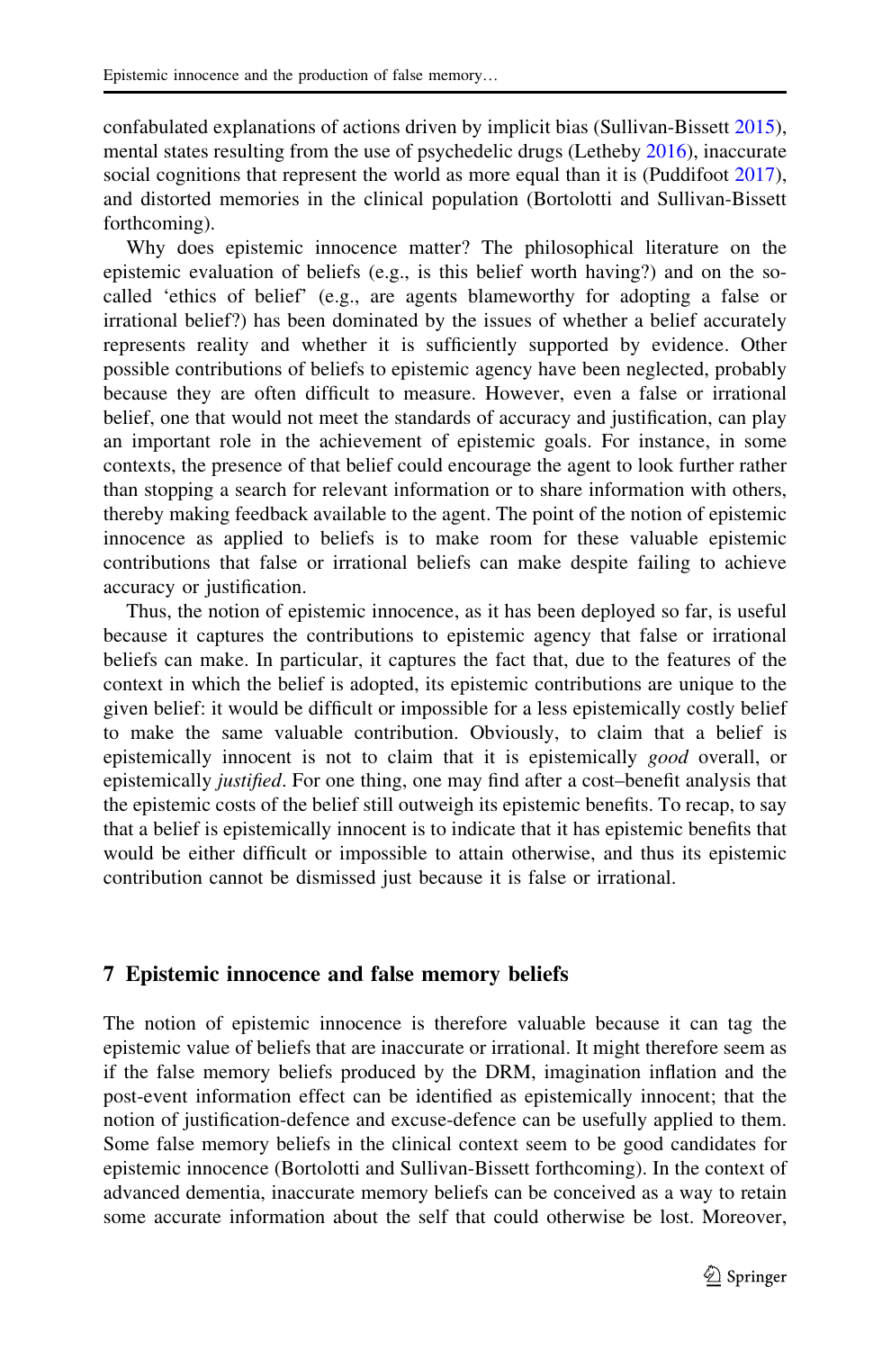confabulated explanations of actions driven by implicit bias (Sullivan-Bissett 2015), mental states resulting from the use of psychedelic drugs (Letheby 2016), inaccurate social cognitions that represent the world as more equal than it is (Puddifoot 2017), and distorted memories in the clinical population (Bortolotti and Sullivan-Bissett forthcoming).

Why does epistemic innocence matter? The philosophical literature on the epistemic evaluation of beliefs (e.g., is this belief worth having?) and on the so-called 'ethics of belief' (e.g., are agents blameworthy for adopting a false or irrational belief?) has been dominated by the issues of whether a belief accurately represents reality and whether it is sufficiently supported by evidence. Other possible contributions of beliefs to epistemic agency have been neglected, probably because they are often difficult to measure. However, even a false or irrational belief, one that would not meet the standards of accuracy and justification, can play an important role in the achievement of epistemic goals. For instance, in some contexts, the presence of that belief could encourage the agent to look further rather than stopping a search for relevant information or to share information with others, thereby making feedback available to the agent. The point of the notion of epistemic innocence as applied to beliefs is to make room for these valuable epistemic contributions that false or irrational beliefs can make despite failing to achieve accuracy or justification.

Thus, the notion of epistemic innocence, as it has been deployed so far, is useful because it captures the contributions to epistemic agency that false or irrational beliefs can make. In particular, it captures the fact that, due to the features of the context in which the belief is adopted, its epistemic contributions are unique to the given belief: it would be difficult or impossible for a less epistemically costly belief to make the same valuable contribution. Obviously, to claim that a belief is epistemically innocent is not to claim that it is epistemically *good* overall, or epistemically *justified*. For one thing, one may find after a cost–benefit analysis that the epistemic costs of the belief still outweigh its epistemic benefits. To recap, to say that a belief is epistemically innocent is to indicate that it has epistemic benefits that would be either difficult or impossible to attain otherwise, and thus its epistemic contribution cannot be dismissed just because it is false or irrational.

## 7 Epistemic innocence and false memory beliefs

The notion of epistemic innocence is therefore valuable because it can tag the epistemic value of beliefs that are inaccurate or irrational. It might therefore seem as if the false memory beliefs produced by the DRM, imagination inflation and the post-event information effect can be identified as epistemically innocent; that the notion of justification-defence and excuse-defence can be usefully applied to them. Some false memory beliefs in the clinical context seem to be good candidates for epistemic innocence (Bortolotti and Sullivan-Bissett forthcoming). In the context of advanced dementia, inaccurate memory beliefs can be conceived as a way to retain some accurate information about the self that could otherwise be lost. Moreover,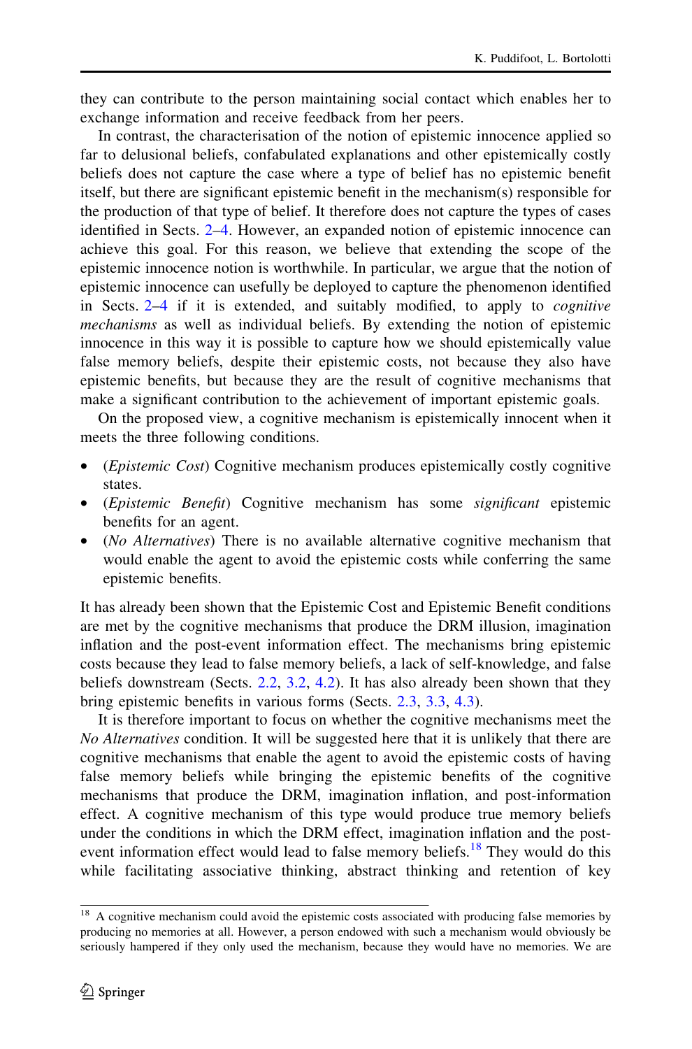they can contribute to the person maintaining social contact which enables her to exchange information and receive feedback from her peers.

In contrast, the characterisation of the notion of epistemic innocence applied so far to delusional beliefs, confabulated explanations and other epistemically costly beliefs does not capture the case where a type of belief has no epistemic benefit itself, but there are significant epistemic benefit in the mechanism(s) responsible for the production of that type of belief. It therefore does not capture the types of cases identified in Sects. 2–4. However, an expanded notion of epistemic innocence can achieve this goal. For this reason, we believe that extending the scope of the epistemic innocence notion is worthwhile. In particular, we argue that the notion of epistemic innocence can usefully be deployed to capture the phenomenon identified in Sects. 2–4 if it is extended, and suitably modified, to apply to *cognitive mechanisms* as well as individual beliefs. By extending the notion of epistemic innocence in this way it is possible to capture how we should epistemically value false memory beliefs, despite their epistemic costs, not because they also have epistemic benefits, but because they are the result of cognitive mechanisms that make a significant contribution to the achievement of important epistemic goals.

On the proposed view, a cognitive mechanism is epistemically innocent when it meets the three following conditions.

- (*Epistemic Cost*) Cognitive mechanism produces epistemically costly cognitive states.
- (*Epistemic Benefit*) Cognitive mechanism has some *significant* epistemic benefits for an agent.
- (*No Alternatives*) There is no available alternative cognitive mechanism that would enable the agent to avoid the epistemic costs while conferring the same epistemic benefits.

It has already been shown that the Epistemic Cost and Epistemic Benefit conditions are met by the cognitive mechanisms that produce the DRM illusion, imagination inflation and the post-event information effect. The mechanisms bring epistemic costs because they lead to false memory beliefs, a lack of self-knowledge, and false beliefs downstream (Sects. 2.2, 3.2, 4.2). It has also already been shown that they bring epistemic benefits in various forms (Sects. 2.3, 3.3, 4.3).

It is therefore important to focus on whether the cognitive mechanisms meet the *No Alternatives* condition. It will be suggested here that it is unlikely that there are cognitive mechanisms that enable the agent to avoid the epistemic costs of having false memory beliefs while bringing the epistemic benefits of the cognitive mechanisms that produce the DRM, imagination inflation, and post-information effect. A cognitive mechanism of this type would produce true memory beliefs under the conditions in which the DRM effect, imagination inflation and the post-event information effect would lead to false memory beliefs.[18] They would do this while facilitating associative thinking, abstract thinking and retention of key

[18] A cognitive mechanism could avoid the epistemic costs associated with producing false memories by producing no memories at all. However, a person endowed with such a mechanism would obviously be seriously hampered if they only used the mechanism, because they would have no memories. We are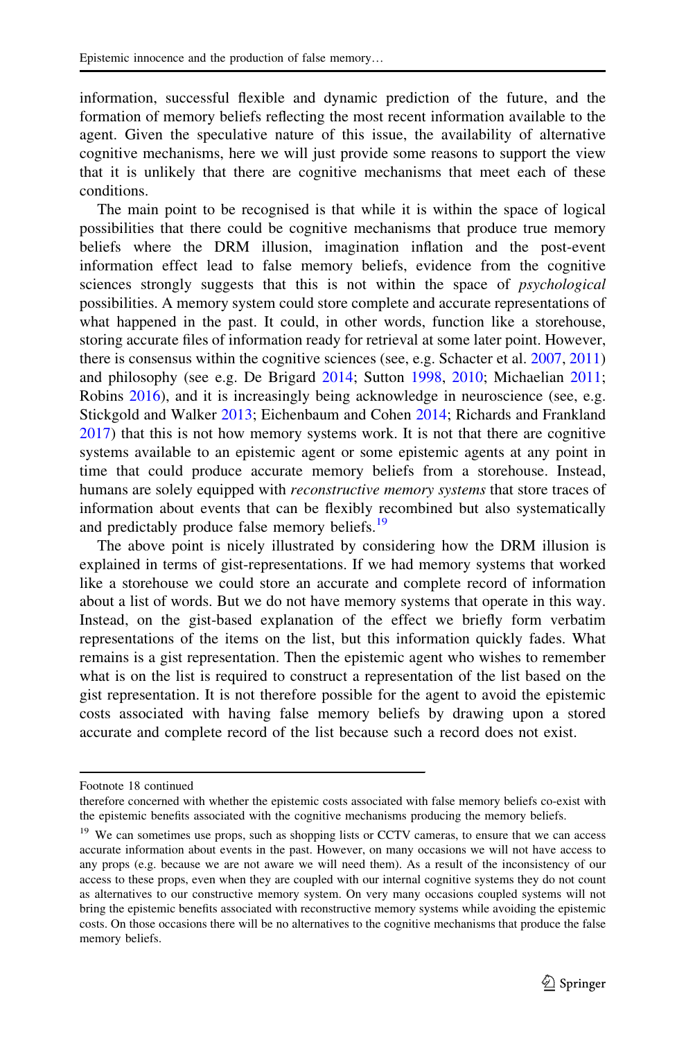information, successful flexible and dynamic prediction of the future, and the formation of memory beliefs reflecting the most recent information available to the agent. Given the speculative nature of this issue, the availability of alternative cognitive mechanisms, here we will just provide some reasons to support the view that it is unlikely that there are cognitive mechanisms that meet each of these conditions.

The main point to be recognised is that while it is within the space of logical possibilities that there could be cognitive mechanisms that produce true memory beliefs where the DRM illusion, imagination inflation and the post-event information effect lead to false memory beliefs, evidence from the cognitive sciences strongly suggests that this is not within the space of *psychological* possibilities. A memory system could store complete and accurate representations of what happened in the past. It could, in other words, function like a storehouse, storing accurate files of information ready for retrieval at some later point. However, there is consensus within the cognitive sciences (see, e.g. Schacter et al. 2007, 2011) and philosophy (see e.g. De Brigard 2014; Sutton 1998, 2010; Michaelian 2011; Robins 2016), and it is increasingly being acknowledge in neuroscience (see, e.g. Stickgold and Walker 2013; Eichenbaum and Cohen 2014; Richards and Frankland 2017) that this is not how memory systems work. It is not that there are cognitive systems available to an epistemic agent or some epistemic agents at any point in time that could produce accurate memory beliefs from a storehouse. Instead, humans are solely equipped with *reconstructive memory systems* that store traces of information about events that can be flexibly recombined but also systematically and predictably produce false memory beliefs.[19]

The above point is nicely illustrated by considering how the DRM illusion is explained in terms of gist-representations. If we had memory systems that worked like a storehouse we could store an accurate and complete record of information about a list of words. But we do not have memory systems that operate in this way. Instead, on the gist-based explanation of the effect we briefly form verbatim representations of the items on the list, but this information quickly fades. What remains is a gist representation. Then the epistemic agent who wishes to remember what is on the list is required to construct a representation of the list based on the gist representation. It is not therefore possible for the agent to avoid the epistemic costs associated with having false memory beliefs by drawing upon a stored accurate and complete record of the list because such a record does not exist.

---

Footnote 18 continued

therefore concerned with whether the epistemic costs associated with false memory beliefs co-exist with the epistemic benefits associated with the cognitive mechanisms producing the memory beliefs.

[19] We can sometimes use props, such as shopping lists or CCTV cameras, to ensure that we can access accurate information about events in the past. However, on many occasions we will not have access to any props (e.g. because we are not aware we will need them). As a result of the inconsistency of our access to these props, even when they are coupled with our internal cognitive systems they do not count as alternatives to our constructive memory system. On very many occasions coupled systems will not bring the epistemic benefits associated with reconstructive memory systems while avoiding the epistemic costs. On those occasions there will be no alternatives to the cognitive mechanisms that produce the false memory beliefs.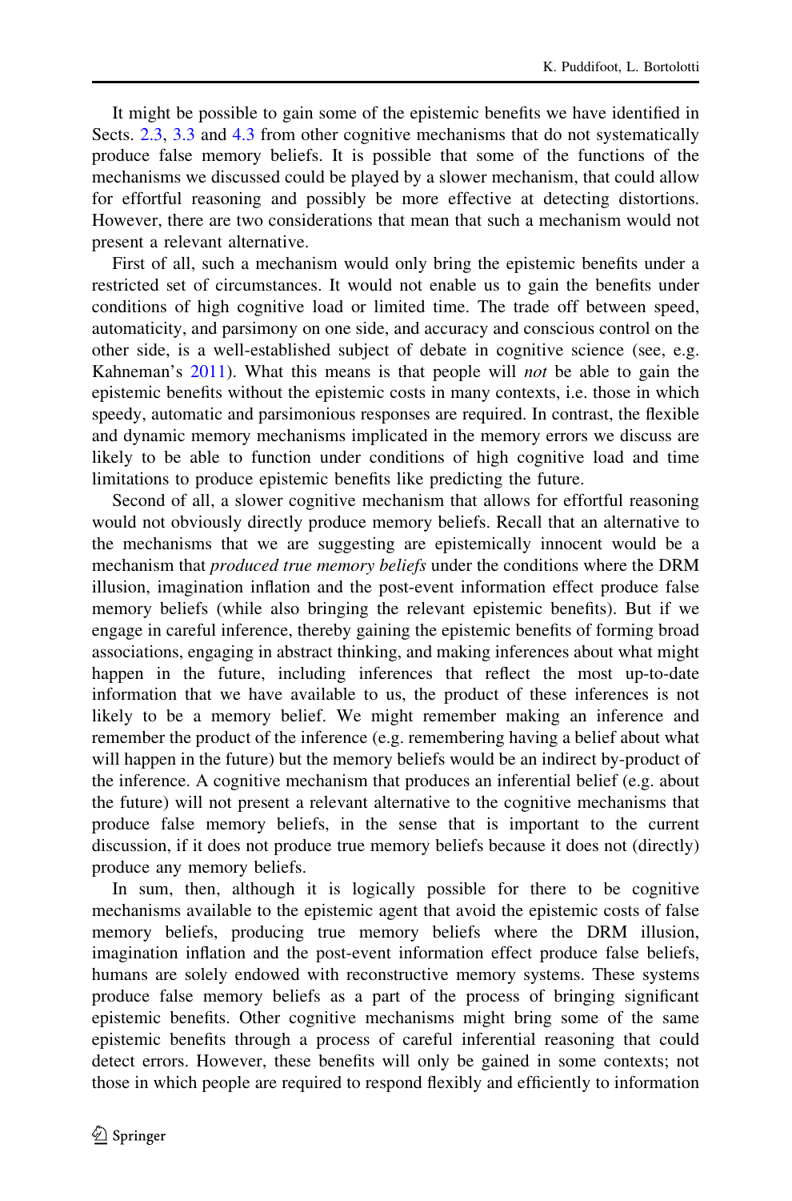It might be possible to gain some of the epistemic benefits we have identified in Sects. 2.3, 3.3 and 4.3 from other cognitive mechanisms that do not systematically produce false memory beliefs. It is possible that some of the functions of the mechanisms we discussed could be played by a slower mechanism, that could allow for effortful reasoning and possibly be more effective at detecting distortions. However, there are two considerations that mean that such a mechanism would not present a relevant alternative.

First of all, such a mechanism would only bring the epistemic benefits under a restricted set of circumstances. It would not enable us to gain the benefits under conditions of high cognitive load or limited time. The trade off between speed, automaticity, and parsimony on one side, and accuracy and conscious control on the other side, is a well-established subject of debate in cognitive science (see, e.g. Kahneman's 2011). What this means is that people will *not* be able to gain the epistemic benefits without the epistemic costs in many contexts, i.e. those in which speedy, automatic and parsimonious responses are required. In contrast, the flexible and dynamic memory mechanisms implicated in the memory errors we discuss are likely to be able to function under conditions of high cognitive load and time limitations to produce epistemic benefits like predicting the future.

Second of all, a slower cognitive mechanism that allows for effortful reasoning would not obviously directly produce memory beliefs. Recall that an alternative to the mechanisms that we are suggesting are epistemically innocent would be a mechanism that *produced true memory beliefs* under the conditions where the DRM illusion, imagination inflation and the post-event information effect produce false memory beliefs (while also bringing the relevant epistemic benefits). But if we engage in careful inference, thereby gaining the epistemic benefits of forming broad associations, engaging in abstract thinking, and making inferences about what might happen in the future, including inferences that reflect the most up-to-date information that we have available to us, the product of these inferences is not likely to be a memory belief. We might remember making an inference and remember the product of the inference (e.g. remembering having a belief about what will happen in the future) but the memory beliefs would be an indirect by-product of the inference. A cognitive mechanism that produces an inferential belief (e.g. about the future) will not present a relevant alternative to the cognitive mechanisms that produce false memory beliefs, in the sense that is important to the current discussion, if it does not produce true memory beliefs because it does not (directly) produce any memory beliefs.

In sum, then, although it is logically possible for there to be cognitive mechanisms available to the epistemic agent that avoid the epistemic costs of false memory beliefs, producing true memory beliefs where the DRM illusion, imagination inflation and the post-event information effect produce false beliefs, humans are solely endowed with reconstructive memory systems. These systems produce false memory beliefs as a part of the process of bringing significant epistemic benefits. Other cognitive mechanisms might bring some of the same epistemic benefits through a process of careful inferential reasoning that could detect errors. However, these benefits will only be gained in some contexts; not those in which people are required to respond flexibly and efficiently to information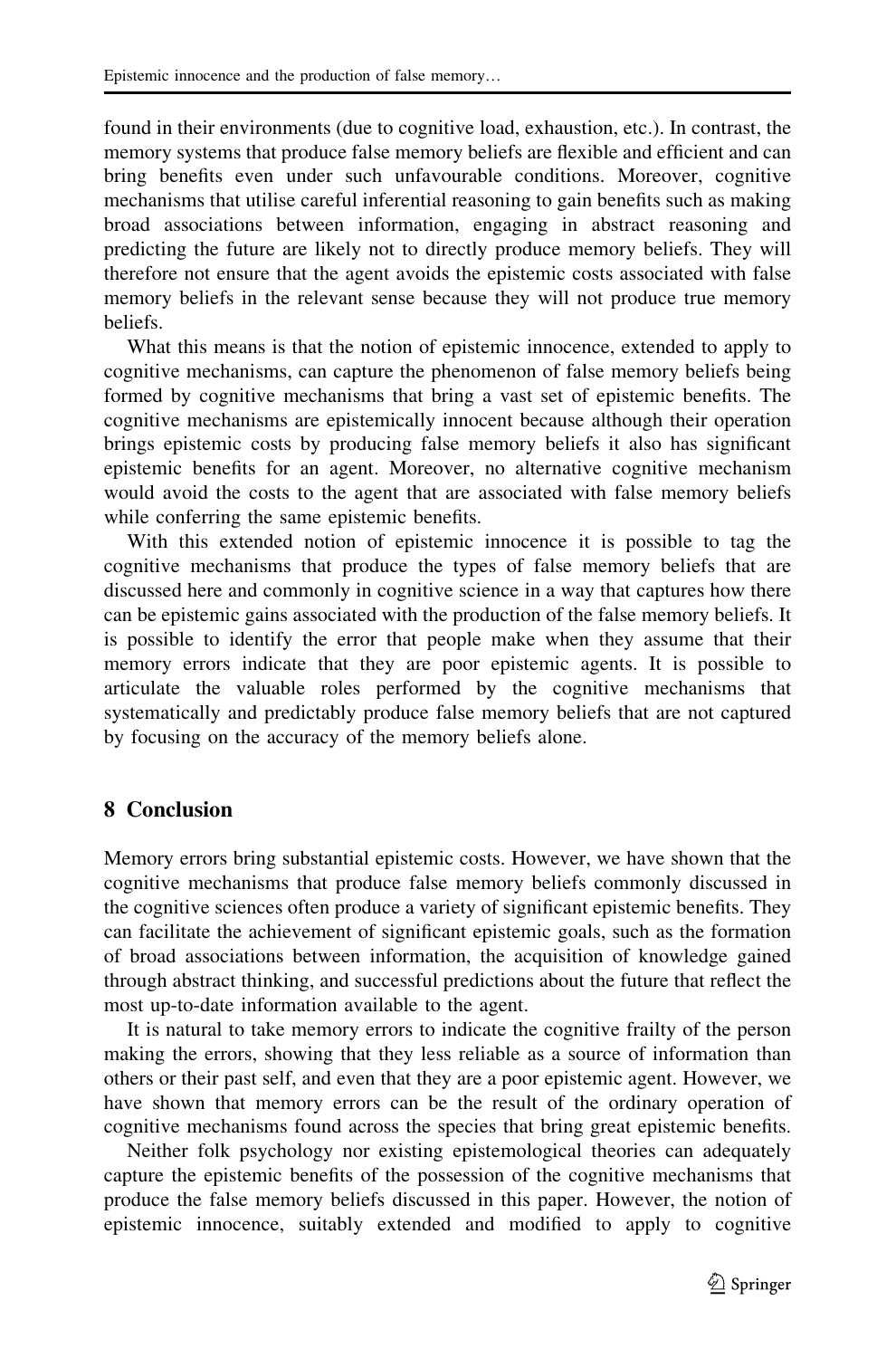found in their environments (due to cognitive load, exhaustion, etc.). In contrast, the memory systems that produce false memory beliefs are flexible and efficient and can bring benefits even under such unfavourable conditions. Moreover, cognitive mechanisms that utilise careful inferential reasoning to gain benefits such as making broad associations between information, engaging in abstract reasoning and predicting the future are likely not to directly produce memory beliefs. They will therefore not ensure that the agent avoids the epistemic costs associated with false memory beliefs in the relevant sense because they will not produce true memory beliefs.

What this means is that the notion of epistemic innocence, extended to apply to cognitive mechanisms, can capture the phenomenon of false memory beliefs being formed by cognitive mechanisms that bring a vast set of epistemic benefits. The cognitive mechanisms are epistemically innocent because although their operation brings epistemic costs by producing false memory beliefs it also has significant epistemic benefits for an agent. Moreover, no alternative cognitive mechanism would avoid the costs to the agent that are associated with false memory beliefs while conferring the same epistemic benefits.

With this extended notion of epistemic innocence it is possible to tag the cognitive mechanisms that produce the types of false memory beliefs that are discussed here and commonly in cognitive science in a way that captures how there can be epistemic gains associated with the production of the false memory beliefs. It is possible to identify the error that people make when they assume that their memory errors indicate that they are poor epistemic agents. It is possible to articulate the valuable roles performed by the cognitive mechanisms that systematically and predictably produce false memory beliefs that are not captured by focusing on the accuracy of the memory beliefs alone.

## 8 Conclusion

Memory errors bring substantial epistemic costs. However, we have shown that the cognitive mechanisms that produce false memory beliefs commonly discussed in the cognitive sciences often produce a variety of significant epistemic benefits. They can facilitate the achievement of significant epistemic goals, such as the formation of broad associations between information, the acquisition of knowledge gained through abstract thinking, and successful predictions about the future that reflect the most up-to-date information available to the agent.

It is natural to take memory errors to indicate the cognitive frailty of the person making the errors, showing that they less reliable as a source of information than others or their past self, and even that they are a poor epistemic agent. However, we have shown that memory errors can be the result of the ordinary operation of cognitive mechanisms found across the species that bring great epistemic benefits.

Neither folk psychology nor existing epistemological theories can adequately capture the epistemic benefits of the possession of the cognitive mechanisms that produce the false memory beliefs discussed in this paper. However, the notion of epistemic innocence, suitably extended and modified to apply to cognitive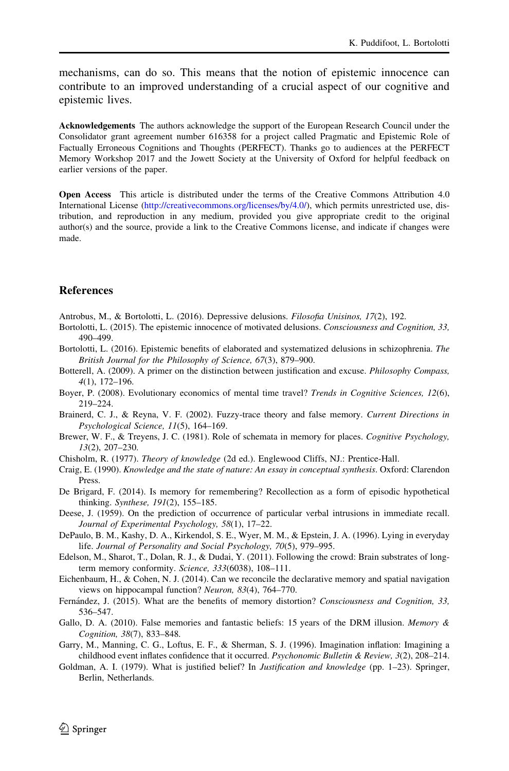mechanisms, can do so. This means that the notion of epistemic innocence can contribute to an improved understanding of a crucial aspect of our cognitive and epistemic lives.

**Acknowledgements** The authors acknowledge the support of the European Research Council under the Consolidator grant agreement number 616358 for a project called Pragmatic and Epistemic Role of Factually Erroneous Cognitions and Thoughts (PERFECT). Thanks go to audiences at the PERFECT Memory Workshop 2017 and the Jowett Society at the University of Oxford for helpful feedback on earlier versions of the paper.

**Open Access** This article is distributed under the terms of the Creative Commons Attribution 4.0 International License (http://creativecommons.org/licenses/by/4.0/), which permits unrestricted use, distribution, and reproduction in any medium, provided you give appropriate credit to the original author(s) and the source, provide a link to the Creative Commons license, and indicate if changes were made.

## References

Antrobus, M., & Bortolotti, L. (2016). Depressive delusions. *Filosofia Unisinos, 17*(2), 192.

Bortolotti, L. (2015). The epistemic innocence of motivated delusions. *Consciousness and Cognition, 33,* 490–499.

Bortolotti, L. (2016). Epistemic benefits of elaborated and systematized delusions in schizophrenia. *The British Journal for the Philosophy of Science, 67*(3), 879–900.

Botterell, A. (2009). A primer on the distinction between justification and excuse. *Philosophy Compass, 4*(1), 172–196.

Boyer, P. (2008). Evolutionary economics of mental time travel? *Trends in Cognitive Sciences, 12*(6), 219–224.

Brainerd, C. J., & Reyna, V. F. (2002). Fuzzy-trace theory and false memory. *Current Directions in Psychological Science, 11*(5), 164–169.

Brewer, W. F., & Treyens, J. C. (1981). Role of schemata in memory for places. *Cognitive Psychology, 13*(2), 207–230.

Chisholm, R. (1977). *Theory of knowledge* (2d ed.). Englewood Cliffs, NJ.: Prentice-Hall.

Craig, E. (1990). *Knowledge and the state of nature: An essay in conceptual synthesis*. Oxford: Clarendon Press.

De Brigard, F. (2014). Is memory for remembering? Recollection as a form of episodic hypothetical thinking. *Synthese, 191*(2), 155–185.

Deese, J. (1959). On the prediction of occurrence of particular verbal intrusions in immediate recall. *Journal of Experimental Psychology, 58*(1), 17–22.

DePaulo, B. M., Kashy, D. A., Kirkendol, S. E., Wyer, M. M., & Epstein, J. A. (1996). Lying in everyday life. *Journal of Personality and Social Psychology, 70*(5), 979–995.

Edelson, M., Sharot, T., Dolan, R. J., & Dudai, Y. (2011). Following the crowd: Brain substrates of long-term memory conformity. *Science, 333*(6038), 108–111.

Eichenbaum, H., & Cohen, N. J. (2014). Can we reconcile the declarative memory and spatial navigation views on hippocampal function? *Neuron, 83*(4), 764–770.

Fernández, J. (2015). What are the benefits of memory distortion? *Consciousness and Cognition, 33,* 536–547.

Gallo, D. A. (2010). False memories and fantastic beliefs: 15 years of the DRM illusion. *Memory & Cognition, 38*(7), 833–848.

Garry, M., Manning, C. G., Loftus, E. F., & Sherman, S. J. (1996). Imagination inflation: Imagining a childhood event inflates confidence that it occurred. *Psychonomic Bulletin & Review, 3*(2), 208–214.

Goldman, A. I. (1979). What is justified belief? In *Justification and knowledge* (pp. 1–23). Springer, Berlin, Netherlands.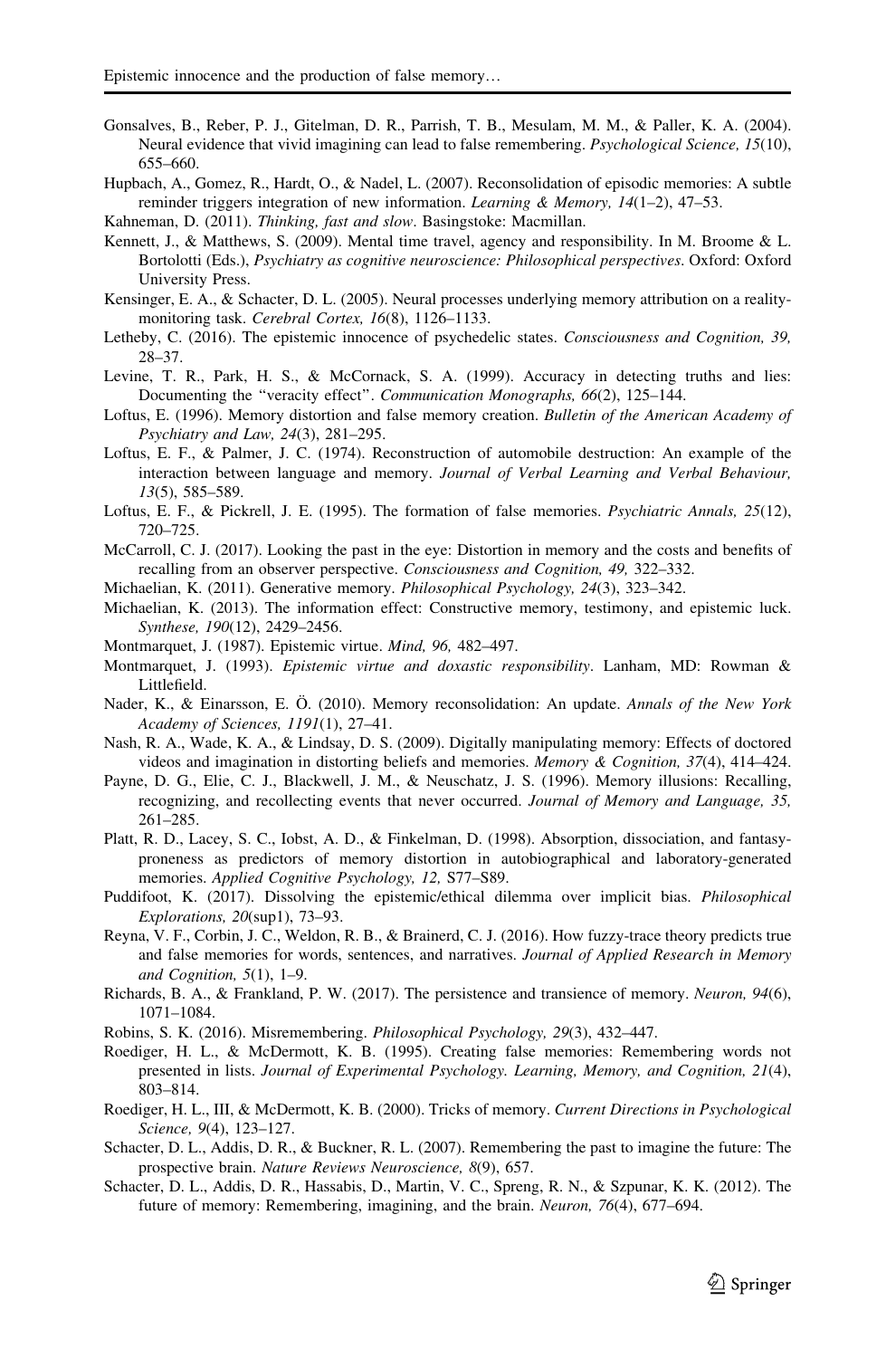Gonsalves, B., Reber, P. J., Gitelman, D. R., Parrish, T. B., Mesulam, M. M., & Paller, K. A. (2004). Neural evidence that vivid imagining can lead to false remembering. *Psychological Science, 15*(10), 655–660.

Hupbach, A., Gomez, R., Hardt, O., & Nadel, L. (2007). Reconsolidation of episodic memories: A subtle reminder triggers integration of new information. *Learning & Memory, 14*(1–2), 47–53.

Kahneman, D. (2011). *Thinking, fast and slow*. Basingstoke: Macmillan.

Kennett, J., & Matthews, S. (2009). Mental time travel, agency and responsibility. In M. Broome & L. Bortolotti (Eds.), *Psychiatry as cognitive neuroscience: Philosophical perspectives*. Oxford: Oxford University Press.

Kensinger, E. A., & Schacter, D. L. (2005). Neural processes underlying memory attribution on a reality-monitoring task. *Cerebral Cortex, 16*(8), 1126–1133.

Letheby, C. (2016). The epistemic innocence of psychedelic states. *Consciousness and Cognition, 39,* 28–37.

Levine, T. R., Park, H. S., & McCornack, S. A. (1999). Accuracy in detecting truths and lies: Documenting the "veracity effect". *Communication Monographs, 66*(2), 125–144.

Loftus, E. (1996). Memory distortion and false memory creation. *Bulletin of the American Academy of Psychiatry and Law, 24*(3), 281–295.

Loftus, E. F., & Palmer, J. C. (1974). Reconstruction of automobile destruction: An example of the interaction between language and memory. *Journal of Verbal Learning and Verbal Behaviour, 13*(5), 585–589.

Loftus, E. F., & Pickrell, J. E. (1995). The formation of false memories. *Psychiatric Annals, 25*(12), 720–725.

McCarroll, C. J. (2017). Looking the past in the eye: Distortion in memory and the costs and benefits of recalling from an observer perspective. *Consciousness and Cognition, 49,* 322–332.

Michaelian, K. (2011). Generative memory. *Philosophical Psychology, 24*(3), 323–342.

Michaelian, K. (2013). The information effect: Constructive memory, testimony, and epistemic luck. *Synthese, 190*(12), 2429–2456.

Montmarquet, J. (1987). Epistemic virtue. *Mind, 96,* 482–497.

Montmarquet, J. (1993). *Epistemic virtue and doxastic responsibility*. Lanham, MD: Rowman & Littlefield.

Nader, K., & Einarsson, E. Ö. (2010). Memory reconsolidation: An update. *Annals of the New York Academy of Sciences, 1191*(1), 27–41.

Nash, R. A., Wade, K. A., & Lindsay, D. S. (2009). Digitally manipulating memory: Effects of doctored videos and imagination in distorting beliefs and memories. *Memory & Cognition, 37*(4), 414–424.

Payne, D. G., Elie, C. J., Blackwell, J. M., & Neuschatz, J. S. (1996). Memory illusions: Recalling, recognizing, and recollecting events that never occurred. *Journal of Memory and Language, 35,* 261–285.

Platt, R. D., Lacey, S. C., Iobst, A. D., & Finkelman, D. (1998). Absorption, dissociation, and fantasy-proneness as predictors of memory distortion in autobiographical and laboratory-generated memories. *Applied Cognitive Psychology, 12,* S77–S89.

Puddifoot, K. (2017). Dissolving the epistemic/ethical dilemma over implicit bias. *Philosophical Explorations, 20*(sup1), 73–93.

Reyna, V. F., Corbin, J. C., Weldon, R. B., & Brainerd, C. J. (2016). How fuzzy-trace theory predicts true and false memories for words, sentences, and narratives. *Journal of Applied Research in Memory and Cognition, 5*(1), 1–9.

Richards, B. A., & Frankland, P. W. (2017). The persistence and transience of memory. *Neuron, 94*(6), 1071–1084.

Robins, S. K. (2016). Misremembering. *Philosophical Psychology, 29*(3), 432–447.

Roediger, H. L., & McDermott, K. B. (1995). Creating false memories: Remembering words not presented in lists. *Journal of Experimental Psychology. Learning, Memory, and Cognition, 21*(4), 803–814.

Roediger, H. L., III, & McDermott, K. B. (2000). Tricks of memory. *Current Directions in Psychological Science, 9*(4), 123–127.

Schacter, D. L., Addis, D. R., & Buckner, R. L. (2007). Remembering the past to imagine the future: The prospective brain. *Nature Reviews Neuroscience, 8*(9), 657.

Schacter, D. L., Addis, D. R., Hassabis, D., Martin, V. C., Spreng, R. N., & Szpunar, K. K. (2012). The future of memory: Remembering, imagining, and the brain. *Neuron, 76*(4), 677–694.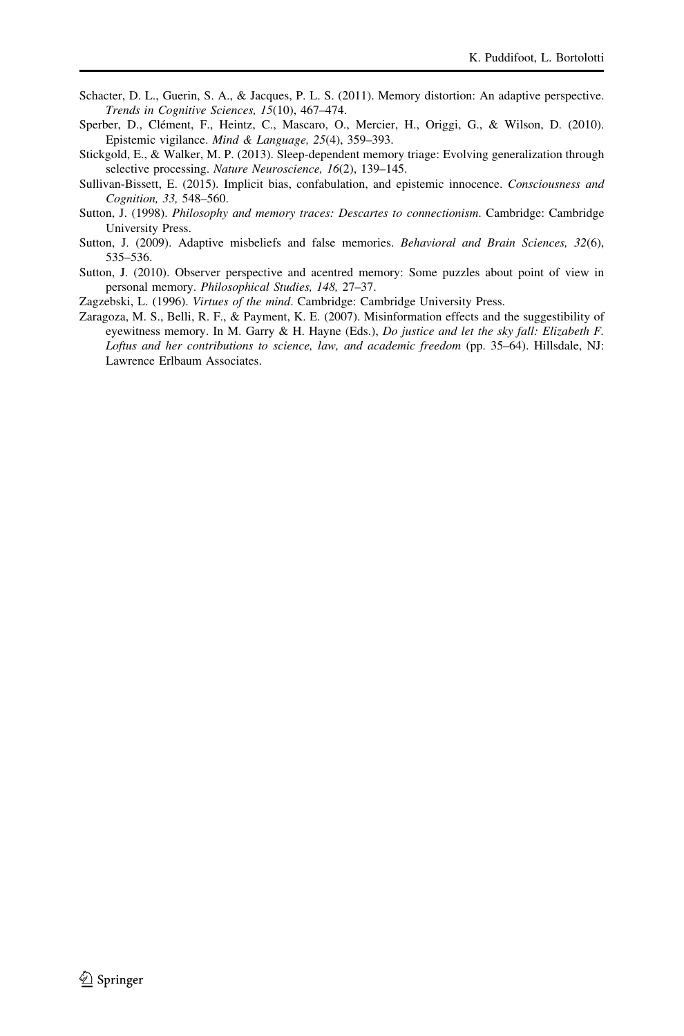Schacter, D. L., Guerin, S. A., & Jacques, P. L. S. (2011). Memory distortion: An adaptive perspective. *Trends in Cognitive Sciences, 15*(10), 467–474.

Sperber, D., Clément, F., Heintz, C., Mascaro, O., Mercier, H., Origgi, G., & Wilson, D. (2010). Epistemic vigilance. *Mind & Language, 25*(4), 359–393.

Stickgold, E., & Walker, M. P. (2013). Sleep-dependent memory triage: Evolving generalization through selective processing. *Nature Neuroscience, 16*(2), 139–145.

Sullivan-Bissett, E. (2015). Implicit bias, confabulation, and epistemic innocence. *Consciousness and Cognition, 33,* 548–560.

Sutton, J. (1998). *Philosophy and memory traces: Descartes to connectionism*. Cambridge: Cambridge University Press.

Sutton, J. (2009). Adaptive misbeliefs and false memories. *Behavioral and Brain Sciences, 32*(6), 535–536.

Sutton, J. (2010). Observer perspective and acentred memory: Some puzzles about point of view in personal memory. *Philosophical Studies, 148,* 27–37.

Zagzebski, L. (1996). *Virtues of the mind*. Cambridge: Cambridge University Press.

Zaragoza, M. S., Belli, R. F., & Payment, K. E. (2007). Misinformation effects and the suggestibility of eyewitness memory. In M. Garry & H. Hayne (Eds.), *Do justice and let the sky fall: Elizabeth F. Loftus and her contributions to science, law, and academic freedom* (pp. 35–64). Hillsdale, NJ: Lawrence Erlbaum Associates.